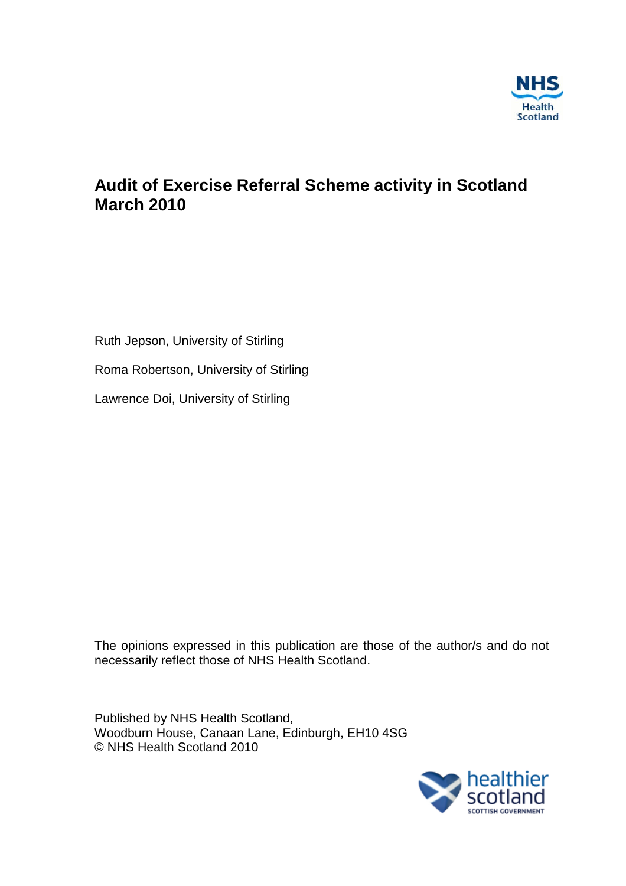NHS Health Scotland

# Audit of Exercise Referral Scheme activity in Scotland March 2010

Ruth Jepson, University of Stirling

Roma Robertson, University of Stirling

Lawrence Doi, University of Stirling

The opinions expressed in this publication are those of the author/s and do not necessarily reflect those of NHS Health Scotland.

Published by NHS Health Scotland,
Woodburn House, Canaan Lane, Edinburgh, EH10 4SG
© NHS Health Scotland 2010

healthier scotland
SCOTTISH GOVERNMENT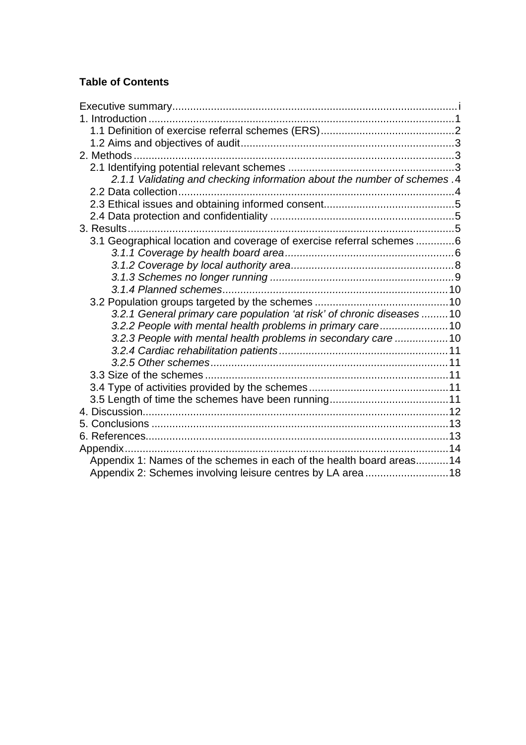**Table of Contents**

Executive summary...............................................................................................i
1. Introduction......................................................................................................1
   1.1 Definition of exercise referral schemes (ERS)............................................2
   1.2 Aims and objectives of audit.......................................................................3
2. Methods...........................................................................................................3
   2.1 Identifying potential relevant schemes .......................................................3
      *2.1.1 Validating and checking information about the number of schemes* .4
   2.2 Data collection............................................................................................4
   2.3 Ethical issues and obtaining informed consent...........................................5
   2.4 Data protection and confidentiality .............................................................5
3. Results.............................................................................................................5
   3.1 Geographical location and coverage of exercise referral schemes .............6
      *3.1.1 Coverage by health board area*........................................................6
      *3.1.2 Coverage by local authority area*......................................................8
      *3.1.3 Schemes no longer running* .............................................................9
      *3.1.4 Planned schemes*............................................................................10
   3.2 Population groups targeted by the schemes .............................................10
      *3.2.1 General primary care population 'at risk' of chronic diseases* .........10
      *3.2.2 People with mental health problems in primary care*.......................10
      *3.2.3 People with mental health problems in secondary care* ..................10
      *3.2.4 Cardiac rehabilitation patients*.........................................................11
      *3.2.5 Other schemes*................................................................................11
   3.3 Size of the schemes ..................................................................................11
   3.4 Type of activities provided by the schemes...............................................11
   3.5 Length of time the schemes have been running........................................11
4. Discussion.......................................................................................................12
5. Conclusions ....................................................................................................13
6. References......................................................................................................13
Appendix.............................................................................................................14
   Appendix 1: Names of the schemes in each of the health board areas...........14
   Appendix 2: Schemes involving leisure centres by LA area ............................18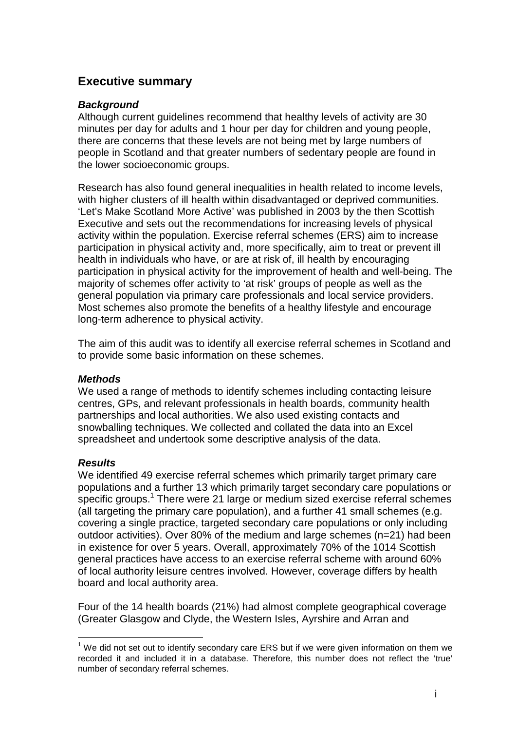## Executive summary

### *Background*

Although current guidelines recommend that healthy levels of activity are 30 minutes per day for adults and 1 hour per day for children and young people, there are concerns that these levels are not being met by large numbers of people in Scotland and that greater numbers of sedentary people are found in the lower socioeconomic groups.

Research has also found general inequalities in health related to income levels, with higher clusters of ill health within disadvantaged or deprived communities. 'Let's Make Scotland More Active' was published in 2003 by the then Scottish Executive and sets out the recommendations for increasing levels of physical activity within the population. Exercise referral schemes (ERS) aim to increase participation in physical activity and, more specifically, aim to treat or prevent ill health in individuals who have, or are at risk of, ill health by encouraging participation in physical activity for the improvement of health and well-being. The majority of schemes offer activity to 'at risk' groups of people as well as the general population via primary care professionals and local service providers. Most schemes also promote the benefits of a healthy lifestyle and encourage long-term adherence to physical activity.

The aim of this audit was to identify all exercise referral schemes in Scotland and to provide some basic information on these schemes.

### *Methods*

We used a range of methods to identify schemes including contacting leisure centres, GPs, and relevant professionals in health boards, community health partnerships and local authorities. We also used existing contacts and snowballing techniques. We collected and collated the data into an Excel spreadsheet and undertook some descriptive analysis of the data.

### *Results*

We identified 49 exercise referral schemes which primarily target primary care populations and a further 13 which primarily target secondary care populations or specific groups.[1] There were 21 large or medium sized exercise referral schemes (all targeting the primary care population), and a further 41 small schemes (e.g. covering a single practice, targeted secondary care populations or only including outdoor activities). Over 80% of the medium and large schemes (n=21) had been in existence for over 5 years. Overall, approximately 70% of the 1014 Scottish general practices have access to an exercise referral scheme with around 60% of local authority leisure centres involved. However, coverage differs by health board and local authority area.

Four of the 14 health boards (21%) had almost complete geographical coverage (Greater Glasgow and Clyde, the Western Isles, Ayrshire and Arran and

---

[1] We did not set out to identify secondary care ERS but if we were given information on them we recorded it and included it in a database. Therefore, this number does not reflect the 'true' number of secondary referral schemes.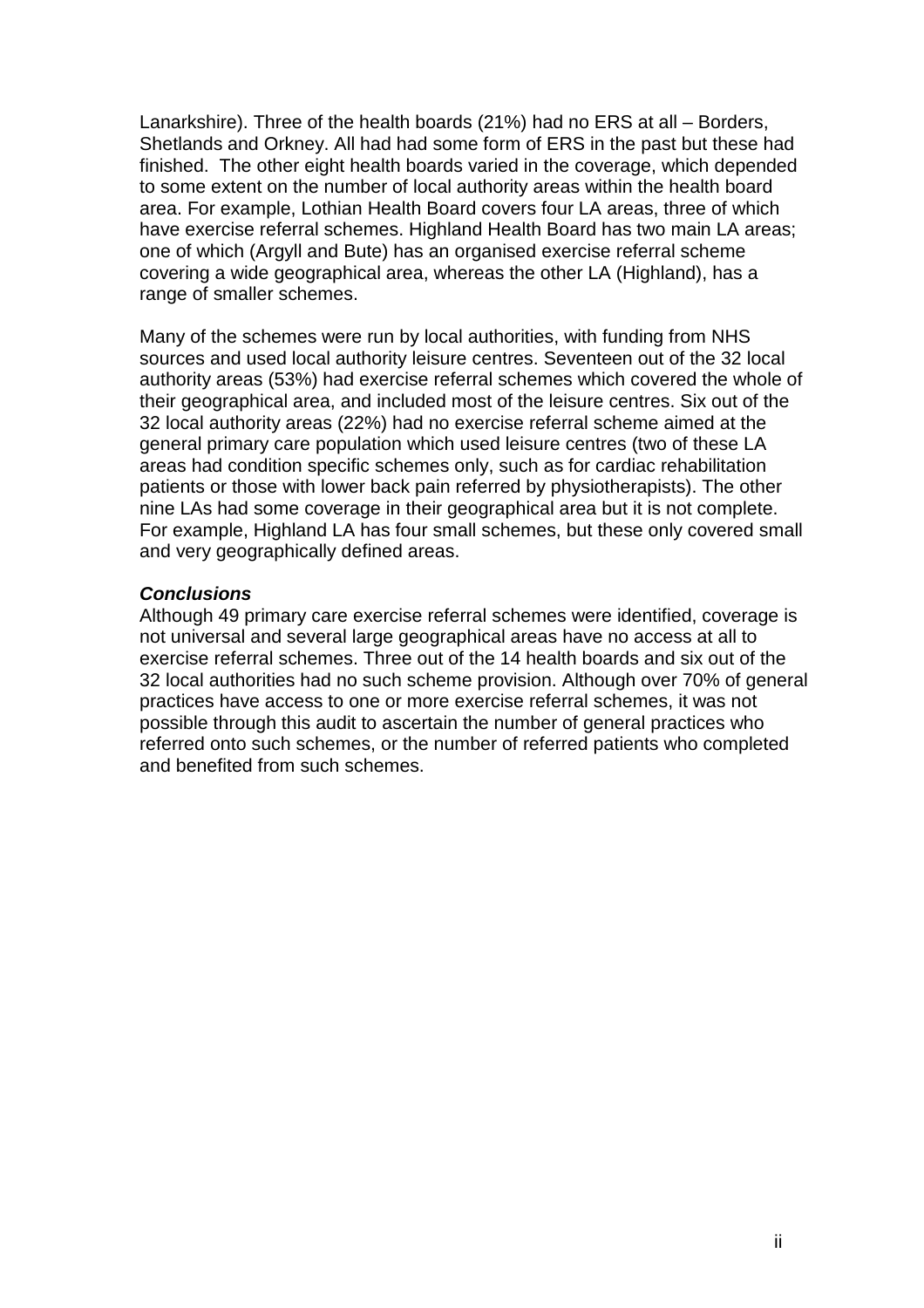Lanarkshire). Three of the health boards (21%) had no ERS at all – Borders, Shetlands and Orkney. All had had some form of ERS in the past but these had finished. The other eight health boards varied in the coverage, which depended to some extent on the number of local authority areas within the health board area. For example, Lothian Health Board covers four LA areas, three of which have exercise referral schemes. Highland Health Board has two main LA areas; one of which (Argyll and Bute) has an organised exercise referral scheme covering a wide geographical area, whereas the other LA (Highland), has a range of smaller schemes.

Many of the schemes were run by local authorities, with funding from NHS sources and used local authority leisure centres. Seventeen out of the 32 local authority areas (53%) had exercise referral schemes which covered the whole of their geographical area, and included most of the leisure centres. Six out of the 32 local authority areas (22%) had no exercise referral scheme aimed at the general primary care population which used leisure centres (two of these LA areas had condition specific schemes only, such as for cardiac rehabilitation patients or those with lower back pain referred by physiotherapists). The other nine LAs had some coverage in their geographical area but it is not complete. For example, Highland LA has four small schemes, but these only covered small and very geographically defined areas.

***Conclusions***

Although 49 primary care exercise referral schemes were identified, coverage is not universal and several large geographical areas have no access at all to exercise referral schemes. Three out of the 14 health boards and six out of the 32 local authorities had no such scheme provision. Although over 70% of general practices have access to one or more exercise referral schemes, it was not possible through this audit to ascertain the number of general practices who referred onto such schemes, or the number of referred patients who completed and benefited from such schemes.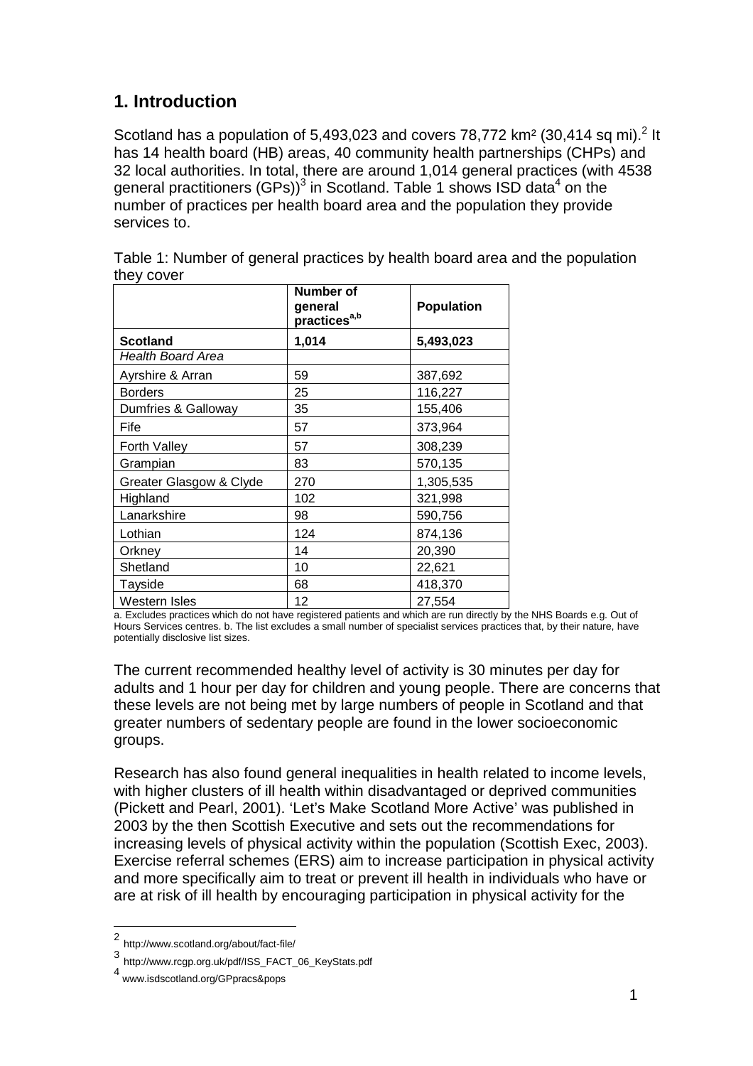## 1. Introduction

Scotland has a population of 5,493,023 and covers 78,772 km² (30,414 sq mi).[2] It has 14 health board (HB) areas, 40 community health partnerships (CHPs) and 32 local authorities. In total, there are around 1,014 general practices (with 4538 general practitioners (GPs))[3] in Scotland. Table 1 shows ISD data[4] on the number of practices per health board area and the population they provide services to.

Table 1: Number of general practices by health board area and the population they cover

| | Number of general practices[a,b] | Population |
|---|---|---|
| **Scotland** | **1,014** | **5,493,023** |
| *Health Board Area* | | |
| Ayrshire & Arran | 59 | 387,692 |
| Borders | 25 | 116,227 |
| Dumfries & Galloway | 35 | 155,406 |
| Fife | 57 | 373,964 |
| Forth Valley | 57 | 308,239 |
| Grampian | 83 | 570,135 |
| Greater Glasgow & Clyde | 270 | 1,305,535 |
| Highland | 102 | 321,998 |
| Lanarkshire | 98 | 590,756 |
| Lothian | 124 | 874,136 |
| Orkney | 14 | 20,390 |
| Shetland | 10 | 22,621 |
| Tayside | 68 | 418,370 |
| Western Isles | 12 | 27,554 |

a. Excludes practices which do not have registered patients and which are run directly by the NHS Boards e.g. Out of Hours Services centres. b. The list excludes a small number of specialist services practices that, by their nature, have potentially disclosive list sizes.

The current recommended healthy level of activity is 30 minutes per day for adults and 1 hour per day for children and young people. There are concerns that these levels are not being met by large numbers of people in Scotland and that greater numbers of sedentary people are found in the lower socioeconomic groups.

Research has also found general inequalities in health related to income levels, with higher clusters of ill health within disadvantaged or deprived communities (Pickett and Pearl, 2001). 'Let's Make Scotland More Active' was published in 2003 by the then Scottish Executive and sets out the recommendations for increasing levels of physical activity within the population (Scottish Exec, 2003). Exercise referral schemes (ERS) aim to increase participation in physical activity and more specifically aim to treat or prevent ill health in individuals who have or are at risk of ill health by encouraging participation in physical activity for the

[2] http://www.scotland.org/about/fact-file/

[3] http://www.rcgp.org.uk/pdf/ISS_FACT_06_KeyStats.pdf

[4] www.isdscotland.org/GPpracs&pops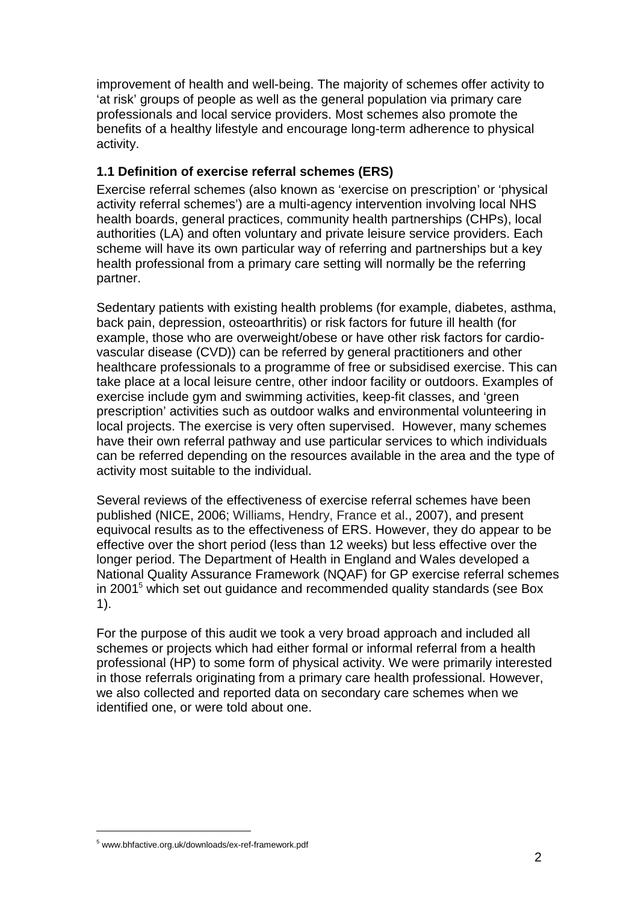improvement of health and well-being. The majority of schemes offer activity to 'at risk' groups of people as well as the general population via primary care professionals and local service providers. Most schemes also promote the benefits of a healthy lifestyle and encourage long-term adherence to physical activity.

### 1.1 Definition of exercise referral schemes (ERS)

Exercise referral schemes (also known as 'exercise on prescription' or 'physical activity referral schemes') are a multi-agency intervention involving local NHS health boards, general practices, community health partnerships (CHPs), local authorities (LA) and often voluntary and private leisure service providers. Each scheme will have its own particular way of referring and partnerships but a key health professional from a primary care setting will normally be the referring partner.

Sedentary patients with existing health problems (for example, diabetes, asthma, back pain, depression, osteoarthritis) or risk factors for future ill health (for example, those who are overweight/obese or have other risk factors for cardio-vascular disease (CVD)) can be referred by general practitioners and other healthcare professionals to a programme of free or subsidised exercise. This can take place at a local leisure centre, other indoor facility or outdoors. Examples of exercise include gym and swimming activities, keep-fit classes, and 'green prescription' activities such as outdoor walks and environmental volunteering in local projects. The exercise is very often supervised. However, many schemes have their own referral pathway and use particular services to which individuals can be referred depending on the resources available in the area and the type of activity most suitable to the individual.

Several reviews of the effectiveness of exercise referral schemes have been published (NICE, 2006; Williams, Hendry, France et al., 2007), and present equivocal results as to the effectiveness of ERS. However, they do appear to be effective over the short period (less than 12 weeks) but less effective over the longer period. The Department of Health in England and Wales developed a National Quality Assurance Framework (NQAF) for GP exercise referral schemes in 2001[5] which set out guidance and recommended quality standards (see Box 1).

For the purpose of this audit we took a very broad approach and included all schemes or projects which had either formal or informal referral from a health professional (HP) to some form of physical activity. We were primarily interested in those referrals originating from a primary care health professional. However, we also collected and reported data on secondary care schemes when we identified one, or were told about one.

[5] www.bhfactive.org.uk/downloads/ex-ref-framework.pdf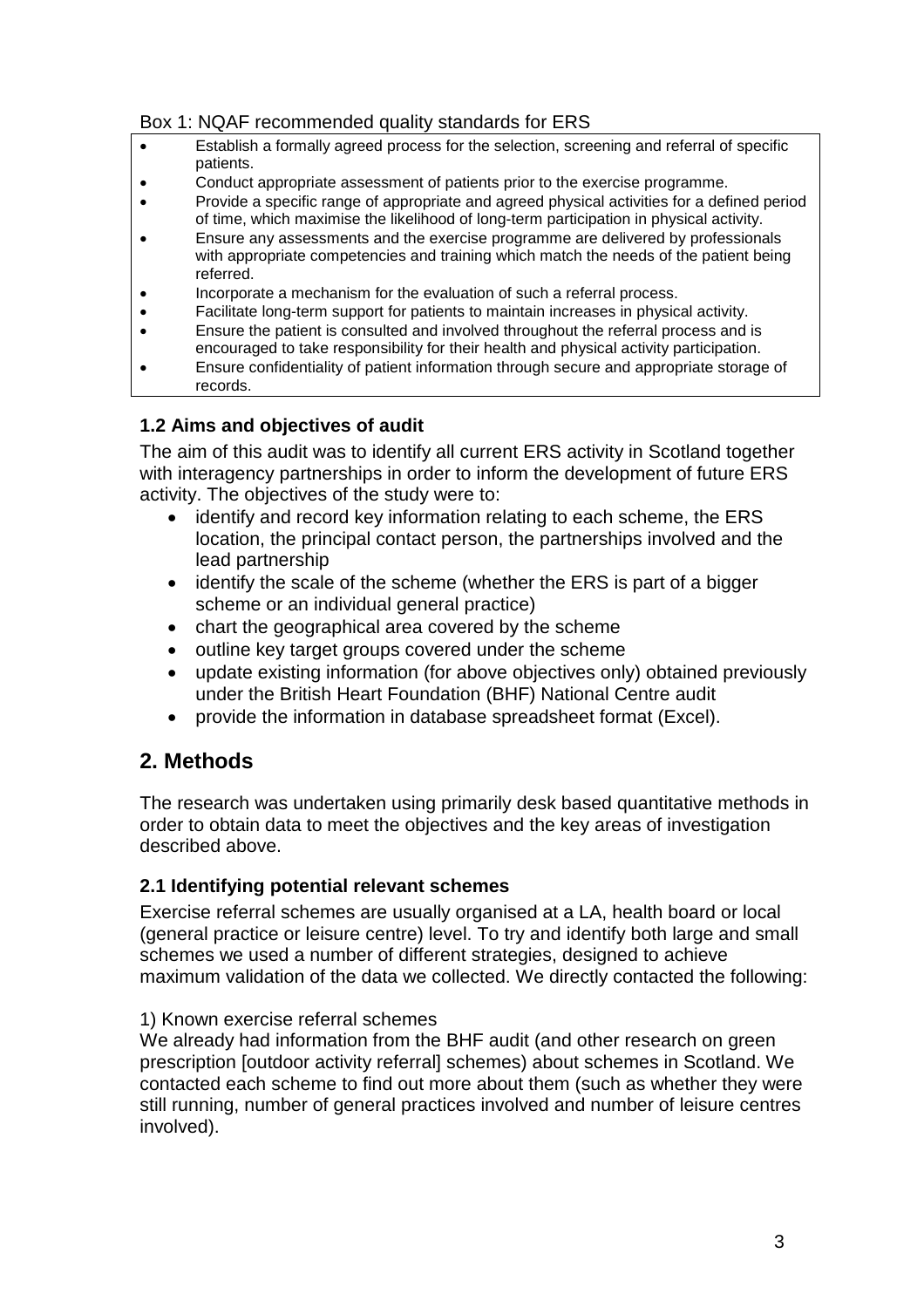Box 1: NQAF recommended quality standards for ERS

- Establish a formally agreed process for the selection, screening and referral of specific patients.
- Conduct appropriate assessment of patients prior to the exercise programme.
- Provide a specific range of appropriate and agreed physical activities for a defined period of time, which maximise the likelihood of long-term participation in physical activity.
- Ensure any assessments and the exercise programme are delivered by professionals with appropriate competencies and training which match the needs of the patient being referred.
- Incorporate a mechanism for the evaluation of such a referral process.
- Facilitate long-term support for patients to maintain increases in physical activity.
- Ensure the patient is consulted and involved throughout the referral process and is encouraged to take responsibility for their health and physical activity participation.
- Ensure confidentiality of patient information through secure and appropriate storage of records.

### 1.2 Aims and objectives of audit

The aim of this audit was to identify all current ERS activity in Scotland together with interagency partnerships in order to inform the development of future ERS activity. The objectives of the study were to:

- identify and record key information relating to each scheme, the ERS location, the principal contact person, the partnerships involved and the lead partnership
- identify the scale of the scheme (whether the ERS is part of a bigger scheme or an individual general practice)
- chart the geographical area covered by the scheme
- outline key target groups covered under the scheme
- update existing information (for above objectives only) obtained previously under the British Heart Foundation (BHF) National Centre audit
- provide the information in database spreadsheet format (Excel).

## 2. Methods

The research was undertaken using primarily desk based quantitative methods in order to obtain data to meet the objectives and the key areas of investigation described above.

### 2.1 Identifying potential relevant schemes

Exercise referral schemes are usually organised at a LA, health board or local (general practice or leisure centre) level. To try and identify both large and small schemes we used a number of different strategies, designed to achieve maximum validation of the data we collected. We directly contacted the following:

1) Known exercise referral schemes

We already had information from the BHF audit (and other research on green prescription [outdoor activity referral] schemes) about schemes in Scotland. We contacted each scheme to find out more about them (such as whether they were still running, number of general practices involved and number of leisure centres involved).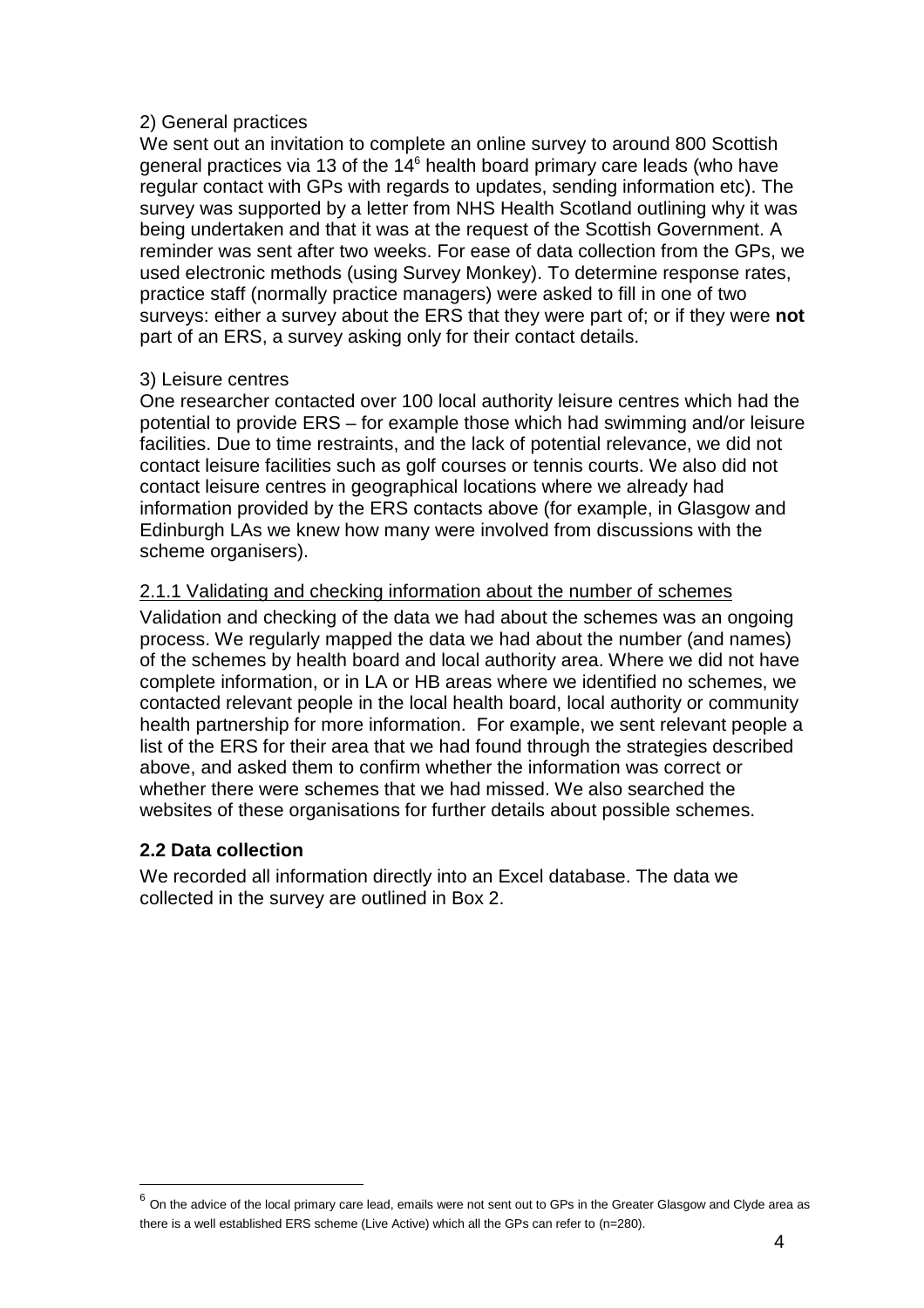2) General practices

We sent out an invitation to complete an online survey to around 800 Scottish general practices via 13 of the 14[6] health board primary care leads (who have regular contact with GPs with regards to updates, sending information etc). The survey was supported by a letter from NHS Health Scotland outlining why it was being undertaken and that it was at the request of the Scottish Government. A reminder was sent after two weeks. For ease of data collection from the GPs, we used electronic methods (using Survey Monkey). To determine response rates, practice staff (normally practice managers) were asked to fill in one of two surveys: either a survey about the ERS that they were part of; or if they were **not** part of an ERS, a survey asking only for their contact details.

3) Leisure centres

One researcher contacted over 100 local authority leisure centres which had the potential to provide ERS – for example those which had swimming and/or leisure facilities. Due to time restraints, and the lack of potential relevance, we did not contact leisure facilities such as golf courses or tennis courts. We also did not contact leisure centres in geographical locations where we already had information provided by the ERS contacts above (for example, in Glasgow and Edinburgh LAs we knew how many were involved from discussions with the scheme organisers).

### 2.1.1 Validating and checking information about the number of schemes

Validation and checking of the data we had about the schemes was an ongoing process. We regularly mapped the data we had about the number (and names) of the schemes by health board and local authority area. Where we did not have complete information, or in LA or HB areas where we identified no schemes, we contacted relevant people in the local health board, local authority or community health partnership for more information. For example, we sent relevant people a list of the ERS for their area that we had found through the strategies described above, and asked them to confirm whether the information was correct or whether there were schemes that we had missed. We also searched the websites of these organisations for further details about possible schemes.

## 2.2 Data collection

We recorded all information directly into an Excel database. The data we collected in the survey are outlined in Box 2.

[6] On the advice of the local primary care lead, emails were not sent out to GPs in the Greater Glasgow and Clyde area as there is a well established ERS scheme (Live Active) which all the GPs can refer to (n=280).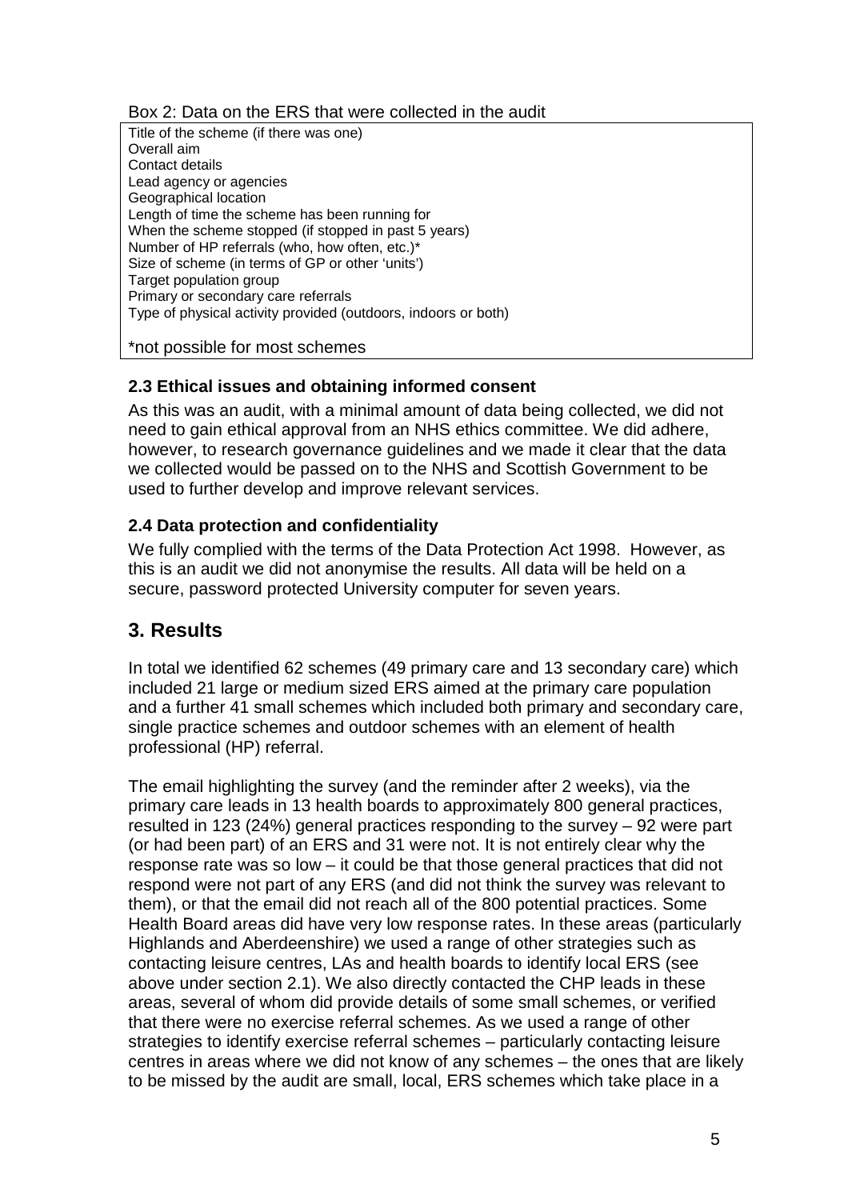Box 2: Data on the ERS that were collected in the audit

Title of the scheme (if there was one)
Overall aim
Contact details
Lead agency or agencies
Geographical location
Length of time the scheme has been running for
When the scheme stopped (if stopped in past 5 years)
Number of HP referrals (who, how often, etc.)*
Size of scheme (in terms of GP or other 'units')
Target population group
Primary or secondary care referrals
Type of physical activity provided (outdoors, indoors or both)

*not possible for most schemes

### 2.3 Ethical issues and obtaining informed consent

As this was an audit, with a minimal amount of data being collected, we did not need to gain ethical approval from an NHS ethics committee. We did adhere, however, to research governance guidelines and we made it clear that the data we collected would be passed on to the NHS and Scottish Government to be used to further develop and improve relevant services.

### 2.4 Data protection and confidentiality

We fully complied with the terms of the Data Protection Act 1998. However, as this is an audit we did not anonymise the results. All data will be held on a secure, password protected University computer for seven years.

## 3. Results

In total we identified 62 schemes (49 primary care and 13 secondary care) which included 21 large or medium sized ERS aimed at the primary care population and a further 41 small schemes which included both primary and secondary care, single practice schemes and outdoor schemes with an element of health professional (HP) referral.

The email highlighting the survey (and the reminder after 2 weeks), via the primary care leads in 13 health boards to approximately 800 general practices, resulted in 123 (24%) general practices responding to the survey – 92 were part (or had been part) of an ERS and 31 were not. It is not entirely clear why the response rate was so low – it could be that those general practices that did not respond were not part of any ERS (and did not think the survey was relevant to them), or that the email did not reach all of the 800 potential practices. Some Health Board areas did have very low response rates. In these areas (particularly Highlands and Aberdeenshire) we used a range of other strategies such as contacting leisure centres, LAs and health boards to identify local ERS (see above under section 2.1). We also directly contacted the CHP leads in these areas, several of whom did provide details of some small schemes, or verified that there were no exercise referral schemes. As we used a range of other strategies to identify exercise referral schemes – particularly contacting leisure centres in areas where we did not know of any schemes – the ones that are likely to be missed by the audit are small, local, ERS schemes which take place in a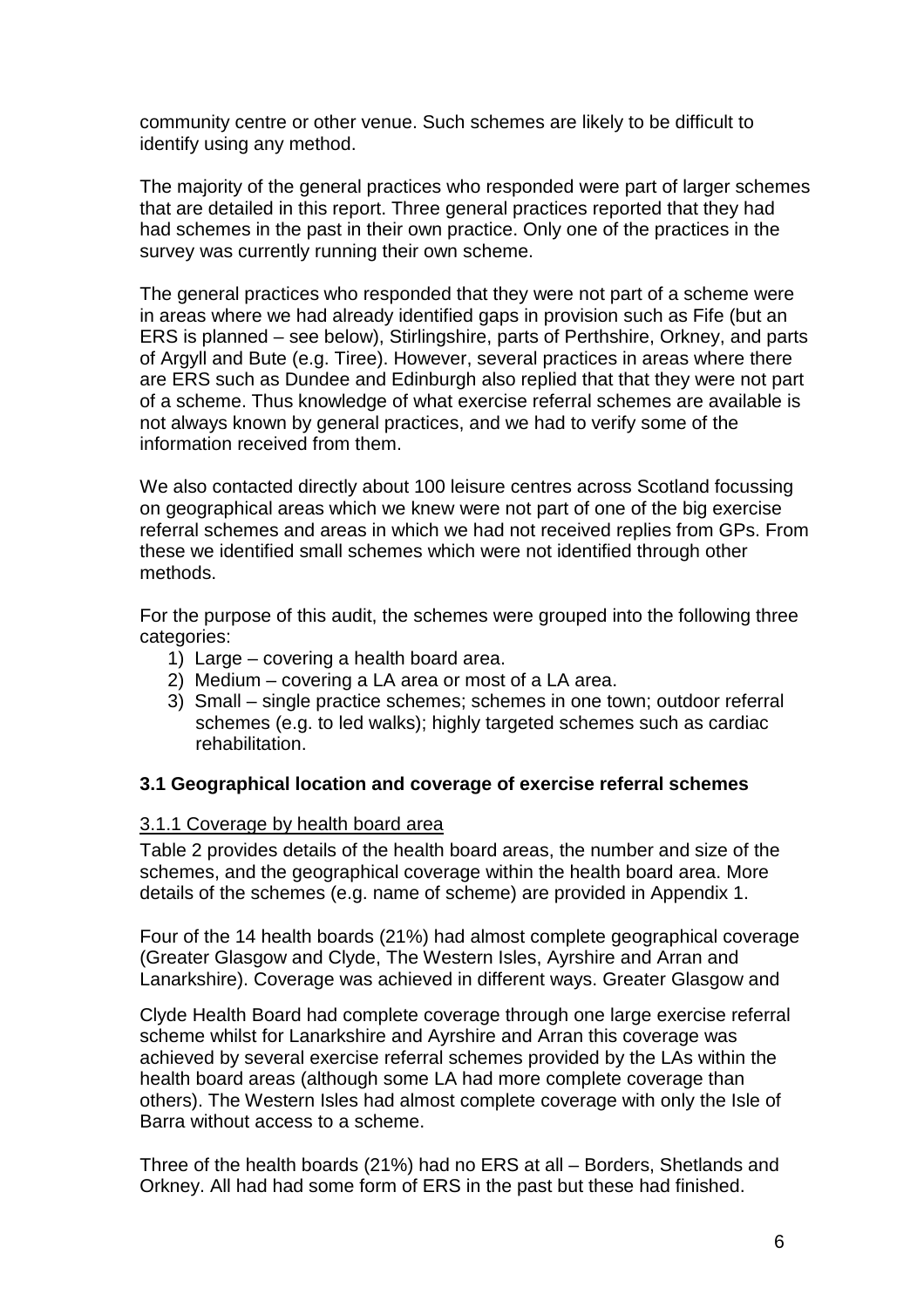community centre or other venue. Such schemes are likely to be difficult to identify using any method.

The majority of the general practices who responded were part of larger schemes that are detailed in this report. Three general practices reported that they had had schemes in the past in their own practice. Only one of the practices in the survey was currently running their own scheme.

The general practices who responded that they were not part of a scheme were in areas where we had already identified gaps in provision such as Fife (but an ERS is planned – see below), Stirlingshire, parts of Perthshire, Orkney, and parts of Argyll and Bute (e.g. Tiree). However, several practices in areas where there are ERS such as Dundee and Edinburgh also replied that that they were not part of a scheme. Thus knowledge of what exercise referral schemes are available is not always known by general practices, and we had to verify some of the information received from them.

We also contacted directly about 100 leisure centres across Scotland focussing on geographical areas which we knew were not part of one of the big exercise referral schemes and areas in which we had not received replies from GPs. From these we identified small schemes which were not identified through other methods.

For the purpose of this audit, the schemes were grouped into the following three categories:

1) Large – covering a health board area.
2) Medium – covering a LA area or most of a LA area.
3) Small – single practice schemes; schemes in one town; outdoor referral schemes (e.g. to led walks); highly targeted schemes such as cardiac rehabilitation.

### 3.1 Geographical location and coverage of exercise referral schemes

#### 3.1.1 Coverage by health board area

Table 2 provides details of the health board areas, the number and size of the schemes, and the geographical coverage within the health board area. More details of the schemes (e.g. name of scheme) are provided in Appendix 1.

Four of the 14 health boards (21%) had almost complete geographical coverage (Greater Glasgow and Clyde, The Western Isles, Ayrshire and Arran and Lanarkshire). Coverage was achieved in different ways. Greater Glasgow and Clyde Health Board had complete coverage through one large exercise referral scheme whilst for Lanarkshire and Ayrshire and Arran this coverage was achieved by several exercise referral schemes provided by the LAs within the health board areas (although some LA had more complete coverage than others). The Western Isles had almost complete coverage with only the Isle of Barra without access to a scheme.

Three of the health boards (21%) had no ERS at all – Borders, Shetlands and Orkney. All had had some form of ERS in the past but these had finished.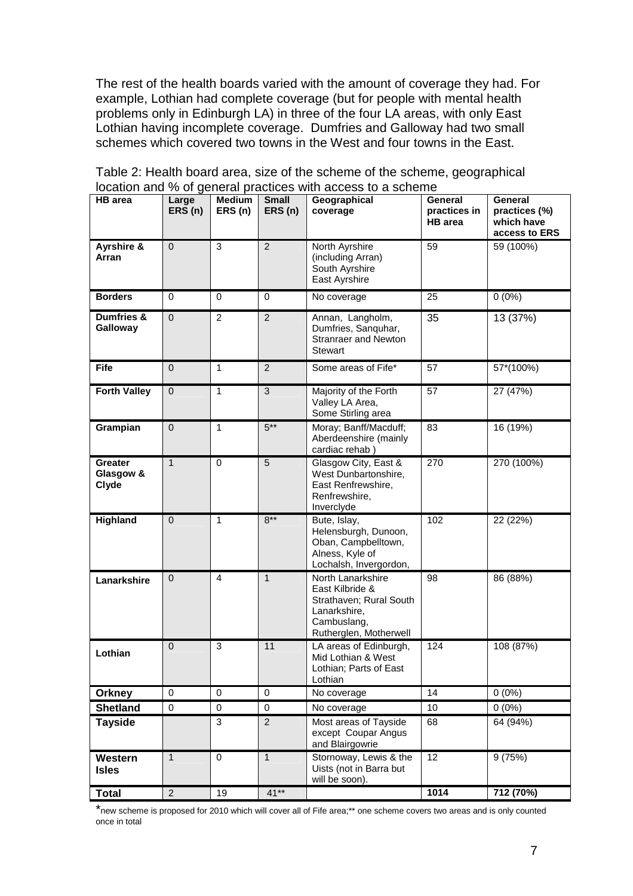The rest of the health boards varied with the amount of coverage they had. For example, Lothian had complete coverage (but for people with mental health problems only in Edinburgh LA) in three of the four LA areas, with only East Lothian having incomplete coverage. Dumfries and Galloway had two small schemes which covered two towns in the West and four towns in the East.

Table 2: Health board area, size of the scheme of the scheme, geographical location and % of general practices with access to a scheme

| HB area | Large ERS (n) | Medium ERS (n) | Small ERS (n) | Geographical coverage | General practices in HB area | General practices (%) which have access to ERS |
|---|---|---|---|---|---|---|
| **Ayrshire & Arran** | 0 | 3 | 2 | North Ayrshire (including Arran) South Ayrshire East Ayrshire | 59 | 59 (100%) |
| **Borders** | 0 | 0 | 0 | No coverage | 25 | 0 (0%) |
| **Dumfries & Galloway** | 0 | 2 | 2 | Annan, Langholm, Dumfries, Sanquhar, Stranraer and Newton Stewart | 35 | 13 (37%) |
| **Fife** | 0 | 1 | 2 | Some areas of Fife* | 57 | 57*(100%) |
| **Forth Valley** | 0 | 1 | 3 | Majority of the Forth Valley LA Area, Some Stirling area | 57 | 27 (47%) |
| **Grampian** | 0 | 1 | 5** | Moray; Banff/Macduff; Aberdeenshire (mainly cardiac rehab ) | 83 | 16 (19%) |
| **Greater Glasgow & Clyde** | 1 | 0 | 5 | Glasgow City, East & West Dunbartonshire, East Renfrewshire, Renfrewshire, Inverclyde | 270 | 270 (100%) |
| **Highland** | 0 | 1 | 8** | Bute, Islay, Helensburgh, Dunoon, Oban, Campbelltown, Alness, Kyle of Lochalsh, Invergordon, | 102 | 22 (22%) |
| **Lanarkshire** | 0 | 4 | 1 | North Lanarkshire East Kilbride & Strathaven; Rural South Lanarkshire, Cambuslang, Rutherglen, Motherwell | 98 | 86 (88%) |
| **Lothian** | 0 | 3 | 11 | LA areas of Edinburgh, Mid Lothian & West Lothian; Parts of East Lothian | 124 | 108 (87%) |
| **Orkney** | 0 | 0 | 0 | No coverage | 14 | 0 (0%) |
| **Shetland** | 0 | 0 | 0 | No coverage | 10 | 0 (0%) |
| **Tayside** | | 3 | 2 | Most areas of Tayside except Coupar Angus and Blairgowrie | 68 | 64 (94%) |
| **Western Isles** | 1 | 0 | 1 | Stornoway, Lewis & the Uists (not in Barra but will be soon). | 12 | 9 (75%) |
| **Total** | 2 | 19 | 41** | | **1014** | **712 (70%)** |

*new scheme is proposed for 2010 which will cover all of Fife area;** one scheme covers two areas and is only counted once in total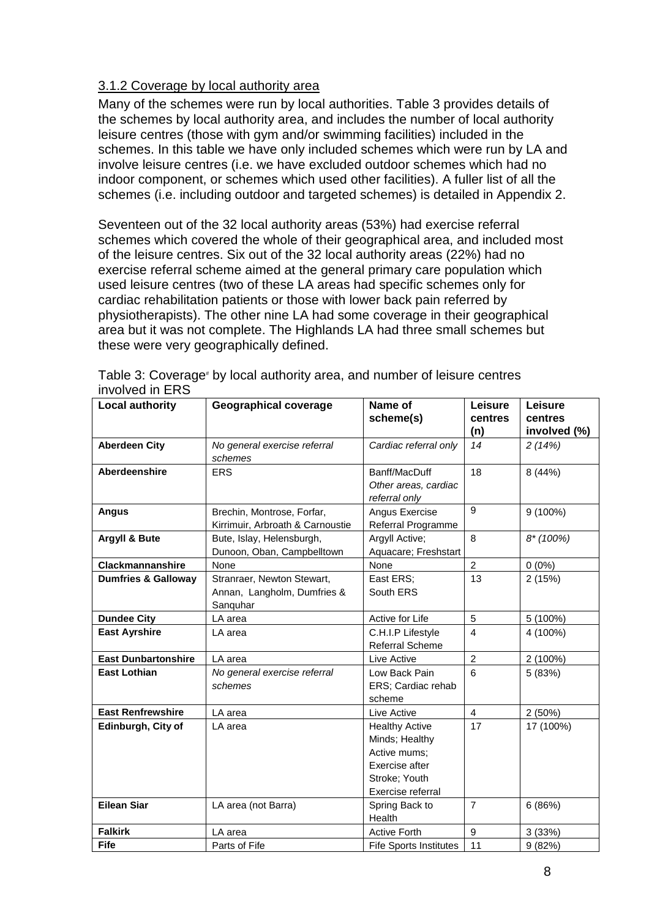### 3.1.2 Coverage by local authority area

Many of the schemes were run by local authorities. Table 3 provides details of the schemes by local authority area, and includes the number of local authority leisure centres (those with gym and/or swimming facilities) included in the schemes. In this table we have only included schemes which were run by LA and involve leisure centres (i.e. we have excluded outdoor schemes which had no indoor component, or schemes which used other facilities). A fuller list of all the schemes (i.e. including outdoor and targeted schemes) is detailed in Appendix 2.

Seventeen out of the 32 local authority areas (53%) had exercise referral schemes which covered the whole of their geographical area, and included most of the leisure centres. Six out of the 32 local authority areas (22%) had no exercise referral scheme aimed at the general primary care population which used leisure centres (two of these LA areas had specific schemes only for cardiac rehabilitation patients or those with lower back pain referred by physiotherapists). The other nine LA had some coverage in their geographical area but it was not complete. The Highlands LA had three small schemes but these were very geographically defined.

Table 3: Coverage[#] by local authority area, and number of leisure centres involved in ERS

| Local authority | Geographical coverage | Name of scheme(s) | Leisure centres (n) | Leisure centres involved (%) |
|---|---|---|---|---|
| **Aberdeen City** | *No general exercise referral schemes* | *Cardiac referral only* | *14* | *2 (14%)* |
| **Aberdeenshire** | ERS | Banff/MacDuff *Other areas, cardiac referral only* | 18 | 8 (44%) |
| **Angus** | Brechin, Montrose, Forfar, Kirrimuir, Arbroath & Carnoustie | Angus Exercise Referral Programme | 9 | 9 (100%) |
| **Argyll & Bute** | Bute, Islay, Helensburgh, Dunoon, Oban, Campbelltown | Argyll Active; Aquacare; Freshstart | 8 | *8* (100%)* |
| **Clackmannanshire** | None | None | 2 | 0 (0%) |
| **Dumfries & Galloway** | Stranraer, Newton Stewart, Annan, Langholm, Dumfries & Sanquhar | East ERS; South ERS | 13 | 2 (15%) |
| **Dundee City** | LA area | Active for Life | 5 | 5 (100%) |
| **East Ayrshire** | LA area | C.H.I.P Lifestyle Referral Scheme | 4 | 4 (100%) |
| **East Dunbartonshire** | LA area | Live Active | 2 | 2 (100%) |
| **East Lothian** | *No general exercise referral schemes* | Low Back Pain ERS; Cardiac rehab scheme | 6 | 5 (83%) |
| **East Renfrewshire** | LA area | Live Active | 4 | 2 (50%) |
| **Edinburgh, City of** | LA area | Healthy Active Minds; Healthy Active mums; Exercise after Stroke; Youth Exercise referral | 17 | 17 (100%) |
| **Eilean Siar** | LA area (not Barra) | Spring Back to Health | 7 | 6 (86%) |
| **Falkirk** | LA area | Active Forth | 9 | 3 (33%) |
| **Fife** | Parts of Fife | Fife Sports Institutes | 11 | 9 (82%) |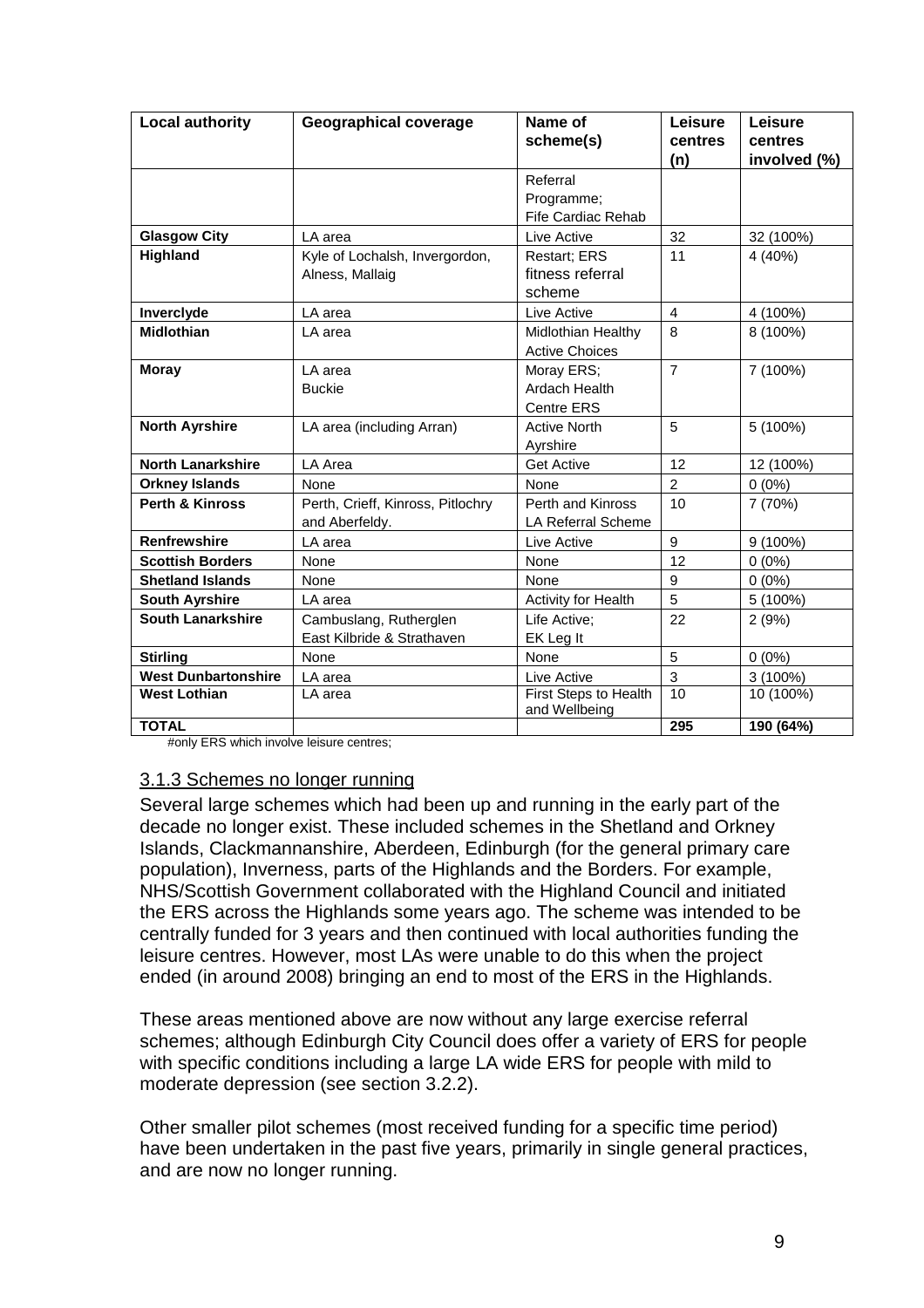| Local authority | Geographical coverage | Name of scheme(s) | Leisure centres (n) | Leisure centres involved (%) |
|---|---|---|---|---|
| | | Referral Programme; Fife Cardiac Rehab | | |
| **Glasgow City** | LA area | Live Active | 32 | 32 (100%) |
| **Highland** | Kyle of Lochalsh, Invergordon, Alness, Mallaig | Restart; ERS fitness referral scheme | 11 | 4 (40%) |
| **Inverclyde** | LA area | Live Active | 4 | 4 (100%) |
| **Midlothian** | LA area | Midlothian Healthy Active Choices | 8 | 8 (100%) |
| **Moray** | LA area<br>Buckie | Moray ERS; Ardach Health Centre ERS | 7 | 7 (100%) |
| **North Ayrshire** | LA area (including Arran) | Active North Ayrshire | 5 | 5 (100%) |
| **North Lanarkshire** | LA Area | Get Active | 12 | 12 (100%) |
| **Orkney Islands** | None | None | 2 | 0 (0%) |
| **Perth & Kinross** | Perth, Crieff, Kinross, Pitlochry and Aberfeldy. | Perth and Kinross LA Referral Scheme | 10 | 7 (70%) |
| **Renfrewshire** | LA area | Live Active | 9 | 9 (100%) |
| **Scottish Borders** | None | None | 12 | 0 (0%) |
| **Shetland Islands** | None | None | 9 | 0 (0%) |
| **South Ayrshire** | LA area | Activity for Health | 5 | 5 (100%) |
| **South Lanarkshire** | Cambuslang, Rutherglen<br>East Kilbride & Strathaven | Life Active; EK Leg It | 22 | 2 (9%) |
| **Stirling** | None | None | 5 | 0 (0%) |
| **West Dunbartonshire** | LA area | Live Active | 3 | 3 (100%) |
| **West Lothian** | LA area | First Steps to Health and Wellbeing | 10 | 10 (100%) |
| **TOTAL** | | | **295** | **190 (64%)** |

#only ERS which involve leisure centres;

### 3.1.3 Schemes no longer running

Several large schemes which had been up and running in the early part of the decade no longer exist. These included schemes in the Shetland and Orkney Islands, Clackmannanshire, Aberdeen, Edinburgh (for the general primary care population), Inverness, parts of the Highlands and the Borders. For example, NHS/Scottish Government collaborated with the Highland Council and initiated the ERS across the Highlands some years ago. The scheme was intended to be centrally funded for 3 years and then continued with local authorities funding the leisure centres. However, most LAs were unable to do this when the project ended (in around 2008) bringing an end to most of the ERS in the Highlands.

These areas mentioned above are now without any large exercise referral schemes; although Edinburgh City Council does offer a variety of ERS for people with specific conditions including a large LA wide ERS for people with mild to moderate depression (see section 3.2.2).

Other smaller pilot schemes (most received funding for a specific time period) have been undertaken in the past five years, primarily in single general practices, and are now no longer running.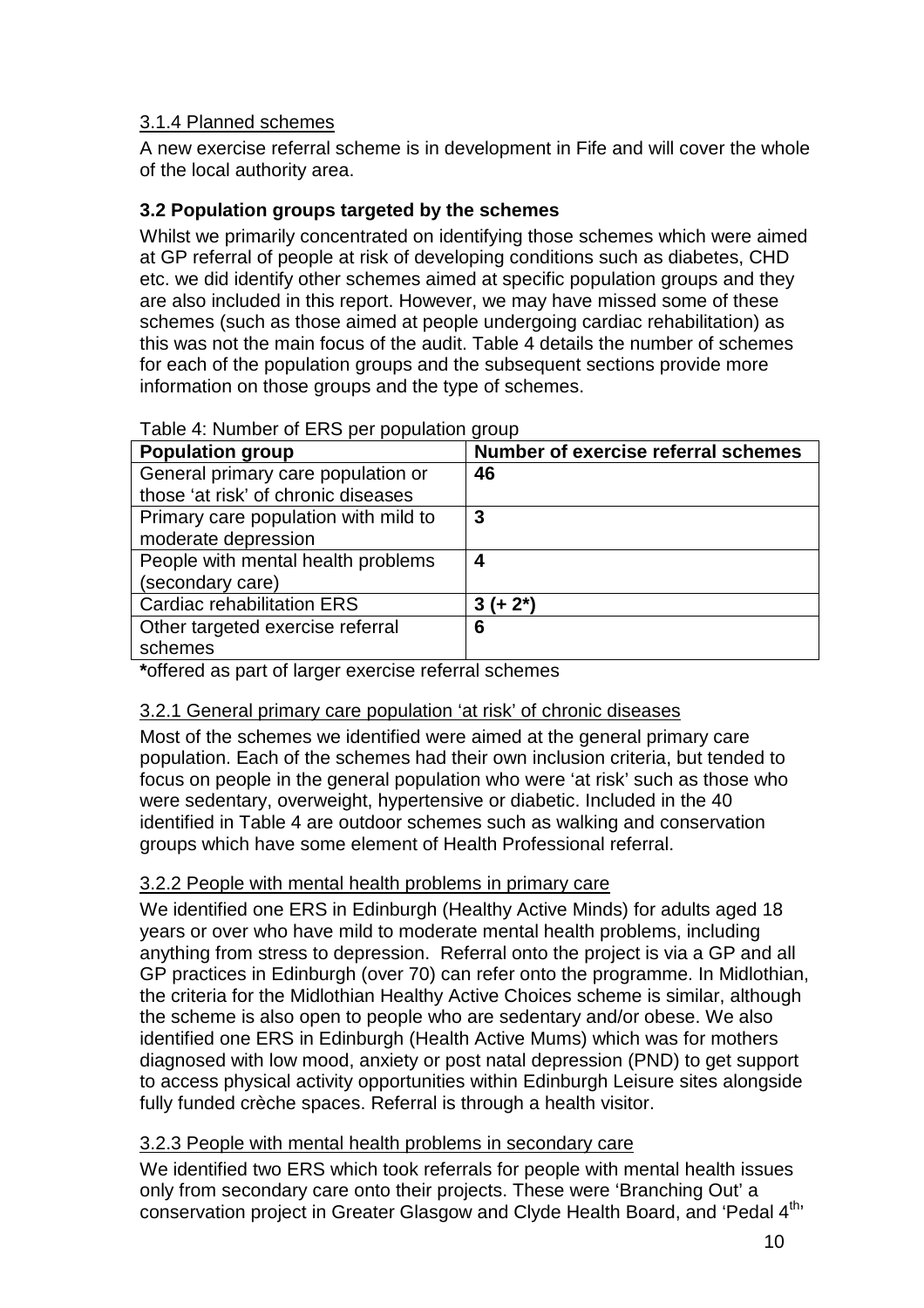3.1.4 Planned schemes

A new exercise referral scheme is in development in Fife and will cover the whole of the local authority area.

### 3.2 Population groups targeted by the schemes

Whilst we primarily concentrated on identifying those schemes which were aimed at GP referral of people at risk of developing conditions such as diabetes, CHD etc. we did identify other schemes aimed at specific population groups and they are also included in this report. However, we may have missed some of these schemes (such as those aimed at people undergoing cardiac rehabilitation) as this was not the main focus of the audit. Table 4 details the number of schemes for each of the population groups and the subsequent sections provide more information on those groups and the type of schemes.

Table 4: Number of ERS per population group

| Population group | Number of exercise referral schemes |
|---|---|
| General primary care population or those 'at risk' of chronic diseases | **46** |
| Primary care population with mild to moderate depression | **3** |
| People with mental health problems (secondary care) | **4** |
| Cardiac rehabilitation ERS | **3 (+ 2*)** |
| Other targeted exercise referral schemes | **6** |

**\***offered as part of larger exercise referral schemes

3.2.1 General primary care population 'at risk' of chronic diseases

Most of the schemes we identified were aimed at the general primary care population. Each of the schemes had their own inclusion criteria, but tended to focus on people in the general population who were 'at risk' such as those who were sedentary, overweight, hypertensive or diabetic. Included in the 40 identified in Table 4 are outdoor schemes such as walking and conservation groups which have some element of Health Professional referral.

3.2.2 People with mental health problems in primary care

We identified one ERS in Edinburgh (Healthy Active Minds) for adults aged 18 years or over who have mild to moderate mental health problems, including anything from stress to depression. Referral onto the project is via a GP and all GP practices in Edinburgh (over 70) can refer onto the programme. In Midlothian, the criteria for the Midlothian Healthy Active Choices scheme is similar, although the scheme is also open to people who are sedentary and/or obese. We also identified one ERS in Edinburgh (Health Active Mums) which was for mothers diagnosed with low mood, anxiety or post natal depression (PND) to get support to access physical activity opportunities within Edinburgh Leisure sites alongside fully funded crèche spaces. Referral is through a health visitor.

3.2.3 People with mental health problems in secondary care

We identified two ERS which took referrals for people with mental health issues only from secondary care onto their projects. These were 'Branching Out' a conservation project in Greater Glasgow and Clyde Health Board, and 'Pedal 4th'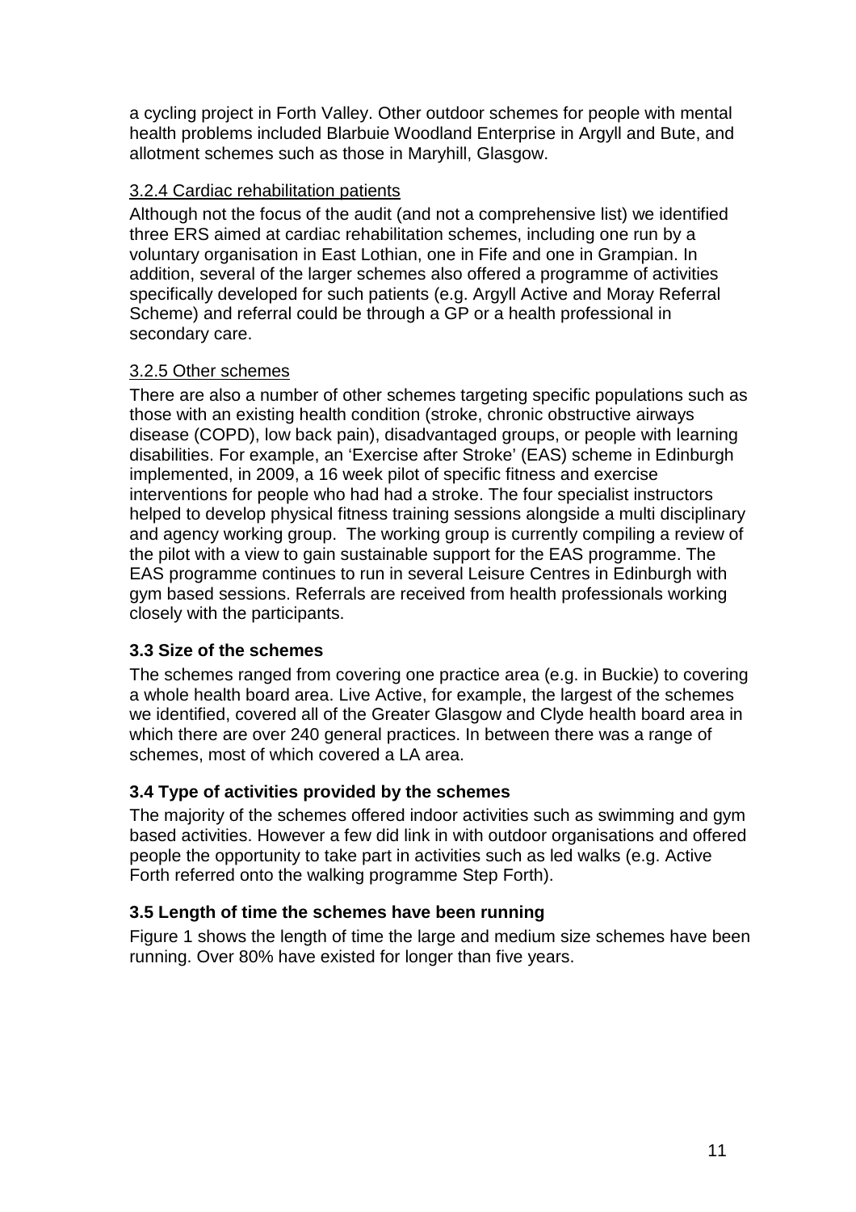a cycling project in Forth Valley. Other outdoor schemes for people with mental health problems included Blarbuie Woodland Enterprise in Argyll and Bute, and allotment schemes such as those in Maryhill, Glasgow.

#### 3.2.4 Cardiac rehabilitation patients

Although not the focus of the audit (and not a comprehensive list) we identified three ERS aimed at cardiac rehabilitation schemes, including one run by a voluntary organisation in East Lothian, one in Fife and one in Grampian. In addition, several of the larger schemes also offered a programme of activities specifically developed for such patients (e.g. Argyll Active and Moray Referral Scheme) and referral could be through a GP or a health professional in secondary care.

#### 3.2.5 Other schemes

There are also a number of other schemes targeting specific populations such as those with an existing health condition (stroke, chronic obstructive airways disease (COPD), low back pain), disadvantaged groups, or people with learning disabilities. For example, an 'Exercise after Stroke' (EAS) scheme in Edinburgh implemented, in 2009, a 16 week pilot of specific fitness and exercise interventions for people who had had a stroke. The four specialist instructors helped to develop physical fitness training sessions alongside a multi disciplinary and agency working group. The working group is currently compiling a review of the pilot with a view to gain sustainable support for the EAS programme. The EAS programme continues to run in several Leisure Centres in Edinburgh with gym based sessions. Referrals are received from health professionals working closely with the participants.

### 3.3 Size of the schemes

The schemes ranged from covering one practice area (e.g. in Buckie) to covering a whole health board area. Live Active, for example, the largest of the schemes we identified, covered all of the Greater Glasgow and Clyde health board area in which there are over 240 general practices. In between there was a range of schemes, most of which covered a LA area.

### 3.4 Type of activities provided by the schemes

The majority of the schemes offered indoor activities such as swimming and gym based activities. However a few did link in with outdoor organisations and offered people the opportunity to take part in activities such as led walks (e.g. Active Forth referred onto the walking programme Step Forth).

### 3.5 Length of time the schemes have been running

Figure 1 shows the length of time the large and medium size schemes have been running. Over 80% have existed for longer than five years.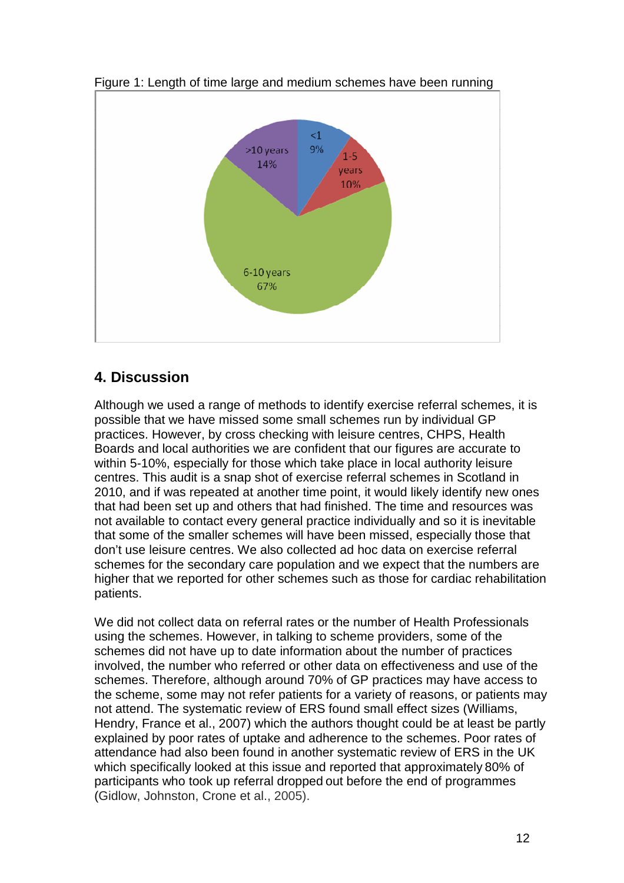Figure 1: Length of time large and medium schemes have been running

## 4. Discussion

Although we used a range of methods to identify exercise referral schemes, it is possible that we have missed some small schemes run by individual GP practices. However, by cross checking with leisure centres, CHPS, Health Boards and local authorities we are confident that our figures are accurate to within 5-10%, especially for those which take place in local authority leisure centres. This audit is a snap shot of exercise referral schemes in Scotland in 2010, and if was repeated at another time point, it would likely identify new ones that had been set up and others that had finished. The time and resources was not available to contact every general practice individually and so it is inevitable that some of the smaller schemes will have been missed, especially those that don't use leisure centres. We also collected ad hoc data on exercise referral schemes for the secondary care population and we expect that the numbers are higher that we reported for other schemes such as those for cardiac rehabilitation patients.

We did not collect data on referral rates or the number of Health Professionals using the schemes. However, in talking to scheme providers, some of the schemes did not have up to date information about the number of practices involved, the number who referred or other data on effectiveness and use of the schemes. Therefore, although around 70% of GP practices may have access to the scheme, some may not refer patients for a variety of reasons, or patients may not attend. The systematic review of ERS found small effect sizes (Williams, Hendry, France et al., 2007) which the authors thought could be at least be partly explained by poor rates of uptake and adherence to the schemes. Poor rates of attendance had also been found in another systematic review of ERS in the UK which specifically looked at this issue and reported that approximately 80% of participants who took up referral dropped out before the end of programmes (Gidlow, Johnston, Crone et al., 2005).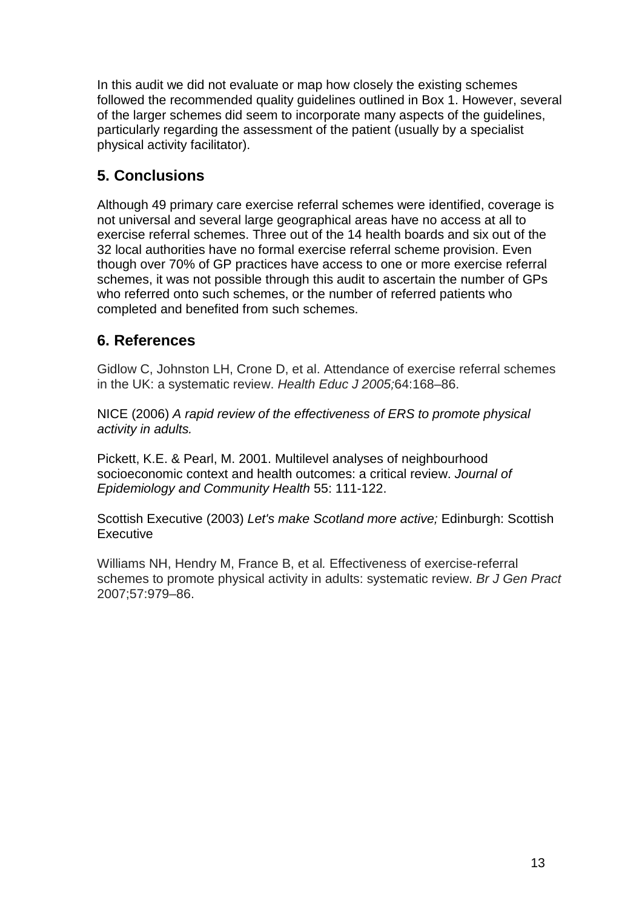In this audit we did not evaluate or map how closely the existing schemes followed the recommended quality guidelines outlined in Box 1. However, several of the larger schemes did seem to incorporate many aspects of the guidelines, particularly regarding the assessment of the patient (usually by a specialist physical activity facilitator).

## 5. Conclusions

Although 49 primary care exercise referral schemes were identified, coverage is not universal and several large geographical areas have no access at all to exercise referral schemes. Three out of the 14 health boards and six out of the 32 local authorities have no formal exercise referral scheme provision. Even though over 70% of GP practices have access to one or more exercise referral schemes, it was not possible through this audit to ascertain the number of GPs who referred onto such schemes, or the number of referred patients who completed and benefited from such schemes.

## 6. References

Gidlow C, Johnston LH, Crone D, et al. Attendance of exercise referral schemes in the UK: a systematic review. *Health Educ J 2005;*64:168–86.

NICE (2006) *A rapid review of the effectiveness of ERS to promote physical activity in adults.*

Pickett, K.E. & Pearl, M. 2001. Multilevel analyses of neighbourhood socioeconomic context and health outcomes: a critical review. *Journal of Epidemiology and Community Health* 55: 111-122.

Scottish Executive (2003) *Let's make Scotland more active;* Edinburgh: Scottish Executive

Williams NH, Hendry M, France B, et al*.* Effectiveness of exercise-referral schemes to promote physical activity in adults: systematic review. *Br J Gen Pract* 2007;57:979–86.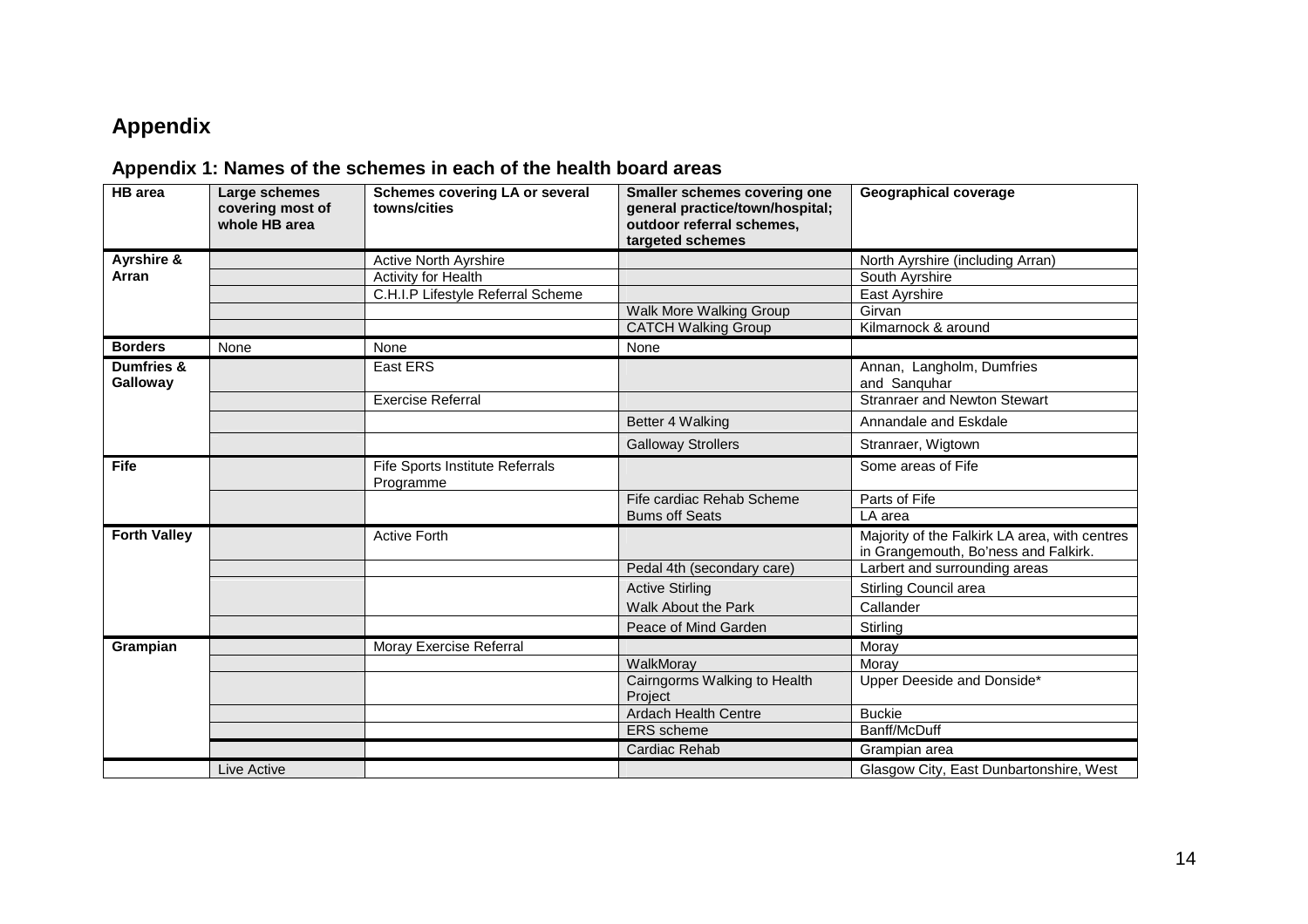# Appendix

## Appendix 1: Names of the schemes in each of the health board areas

| HB area | Large schemes covering most of whole HB area | Schemes covering LA or several towns/cities | Smaller schemes covering one general practice/town/hospital; outdoor referral schemes, targeted schemes | Geographical coverage |
|---|---|---|---|---|
| Ayrshire & Arran | | Active North Ayrshire | | North Ayrshire (including Arran) |
| | | Activity for Health | | South Ayrshire |
| | | C.H.I.P Lifestyle Referral Scheme | | East Ayrshire |
| | | | Walk More Walking Group | Girvan |
| | | | CATCH Walking Group | Kilmarnock & around |
| Borders | None | None | None | |
| Dumfries & Galloway | | East ERS | | Annan, Langholm, Dumfries and Sanquhar |
| | | Exercise Referral | | Stranraer and Newton Stewart |
| | | | Better 4 Walking | Annandale and Eskdale |
| | | | Galloway Strollers | Stranraer, Wigtown |
| Fife | | Fife Sports Institute Referrals Programme | | Some areas of Fife |
| | | | Fife cardiac Rehab Scheme | Parts of Fife |
| | | | Bums off Seats | LA area |
| Forth Valley | | Active Forth | | Majority of the Falkirk LA area, with centres in Grangemouth, Bo'ness and Falkirk. |
| | | | Pedal 4th (secondary care) | Larbert and surrounding areas |
| | | | Active Stirling | Stirling Council area |
| | | | Walk About the Park | Callander |
| | | | Peace of Mind Garden | Stirling |
| Grampian | | Moray Exercise Referral | | Moray |
| | | | WalkMoray | Moray |
| | | | Cairngorms Walking to Health Project | Upper Deeside and Donside* |
| | | | Ardach Health Centre | Buckie |
| | | | ERS scheme | Banff/McDuff |
| | | | Cardiac Rehab | Grampian area |
| | Live Active | | | Glasgow City, East Dunbartonshire, West |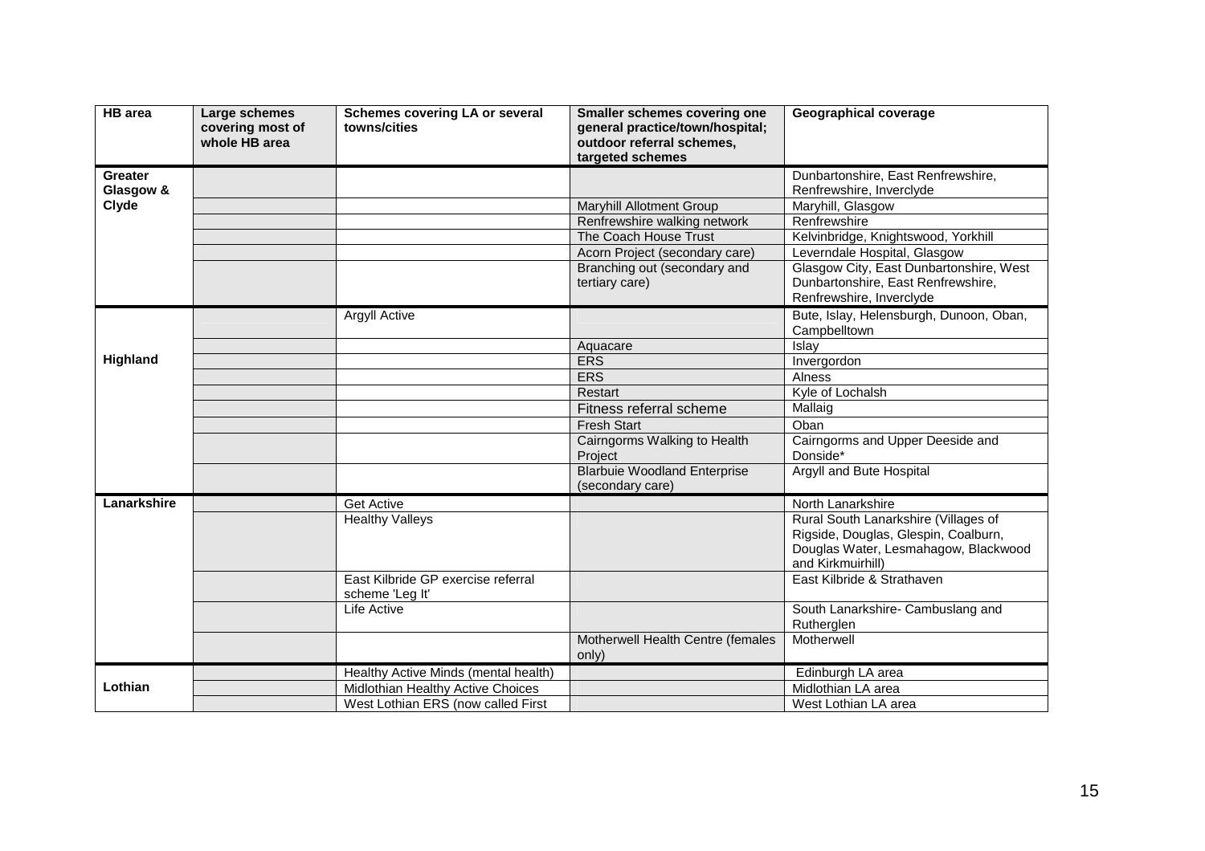| HB area | Large schemes covering most of whole HB area | Schemes covering LA or several towns/cities | Smaller schemes covering one general practice/town/hospital; outdoor referral schemes, targeted schemes | Geographical coverage |
|---|---|---|---|---|
| Greater Glasgow & Clyde | | | | Dunbartonshire, East Renfrewshire, Renfrewshire, Inverclyde |
| | | | Maryhill Allotment Group | Maryhill, Glasgow |
| | | | Renfrewshire walking network | Renfrewshire |
| | | | The Coach House Trust | Kelvinbridge, Knightswood, Yorkhill |
| | | | Acorn Project (secondary care) | Leverndale Hospital, Glasgow |
| | | | Branching out (secondary and tertiary care) | Glasgow City, East Dunbartonshire, West Dunbartonshire, East Renfrewshire, Renfrewshire, Inverclyde |
| Highland | | Argyll Active | | Bute, Islay, Helensburgh, Dunoon, Oban, Campbelltown |
| | | | Aquacare | Islay |
| | | | ERS | Invergordon |
| | | | ERS | Alness |
| | | | Restart | Kyle of Lochalsh |
| | | | Fitness referral scheme | Mallaig |
| | | | Fresh Start | Oban |
| | | | Cairngorms Walking to Health Project | Cairngorms and Upper Deeside and Donside* |
| | | | Blarbuie Woodland Enterprise (secondary care) | Argyll and Bute Hospital |
| Lanarkshire | | Get Active | | North Lanarkshire |
| | | Healthy Valleys | | Rural South Lanarkshire (Villages of Rigside, Douglas, Glespin, Coalburn, Douglas Water, Lesmahagow, Blackwood and Kirkmuirhill) |
| | | East Kilbride GP exercise referral scheme 'Leg It' | | East Kilbride & Strathaven |
| | | Life Active | | South Lanarkshire- Cambuslang and Rutherglen |
| | | | Motherwell Health Centre (females only) | Motherwell |
| Lothian | | Healthy Active Minds (mental health) | | Edinburgh LA area |
| | | Midlothian Healthy Active Choices | | Midlothian LA area |
| | | West Lothian ERS (now called First | | West Lothian LA area |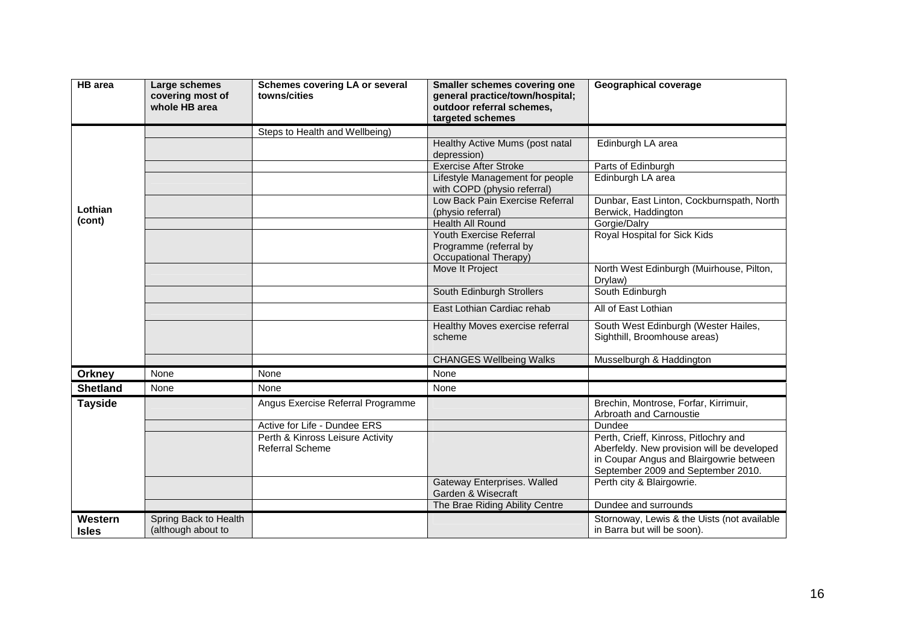| HB area | Large schemes covering most of whole HB area | Schemes covering LA or several towns/cities | Smaller schemes covering one general practice/town/hospital; outdoor referral schemes, targeted schemes | Geographical coverage |
|---|---|---|---|---|
| Lothian (cont) | | Steps to Health and Wellbeing) | | |
| | | | Healthy Active Mums (post natal depression) | Edinburgh LA area |
| | | | Exercise After Stroke | Parts of Edinburgh |
| | | | Lifestyle Management for people with COPD (physio referral) | Edinburgh LA area |
| | | | Low Back Pain Exercise Referral (physio referral) | Dunbar, East Linton, Cockburnspath, North Berwick, Haddington |
| | | | Health All Round | Gorgie/Dalry |
| | | | Youth Exercise Referral Programme (referral by Occupational Therapy) | Royal Hospital for Sick Kids |
| | | | Move It Project | North West Edinburgh (Muirhouse, Pilton, Drylaw) |
| | | | South Edinburgh Strollers | South Edinburgh |
| | | | East Lothian Cardiac rehab | All of East Lothian |
| | | | Healthy Moves exercise referral scheme | South West Edinburgh (Wester Hailes, Sighthill, Broomhouse areas) |
| | | | CHANGES Wellbeing Walks | Musselburgh & Haddington |
| **Orkney** | None | None | None | |
| **Shetland** | None | None | None | |
| **Tayside** | | Angus Exercise Referral Programme | | Brechin, Montrose, Forfar, Kirrimuir, Arbroath and Carnoustie |
| | | Active for Life - Dundee ERS | | Dundee |
| | | Perth & Kinross Leisure Activity Referral Scheme | | Perth, Crieff, Kinross, Pitlochry and Aberfeldy. New provision will be developed in Coupar Angus and Blairgowrie between September 2009 and September 2010. |
| | | | Gateway Enterprises. Walled Garden & Wisecraft | Perth city & Blairgowrie. |
| | | | The Brae Riding Ability Centre | Dundee and surrounds |
| **Western Isles** | Spring Back to Health (although about to | | | Stornoway, Lewis & the Uists (not available in Barra but will be soon). |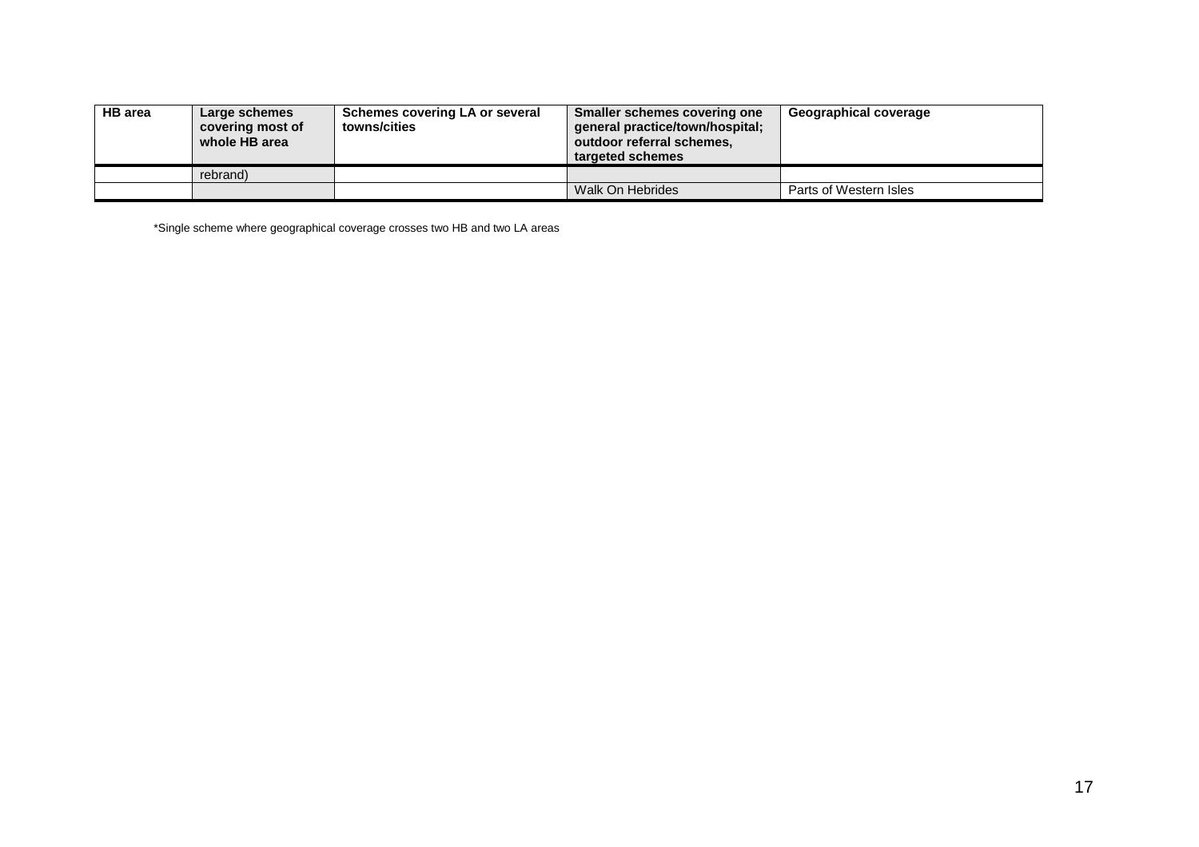| HB area | Large schemes covering most of whole HB area | Schemes covering LA or several towns/cities | Smaller schemes covering one general practice/town/hospital; outdoor referral schemes, targeted schemes | Geographical coverage |
|---|---|---|---|---|
| | rebrand) | | | |
| | | | Walk On Hebrides | Parts of Western Isles |

*Single scheme where geographical coverage crosses two HB and two LA areas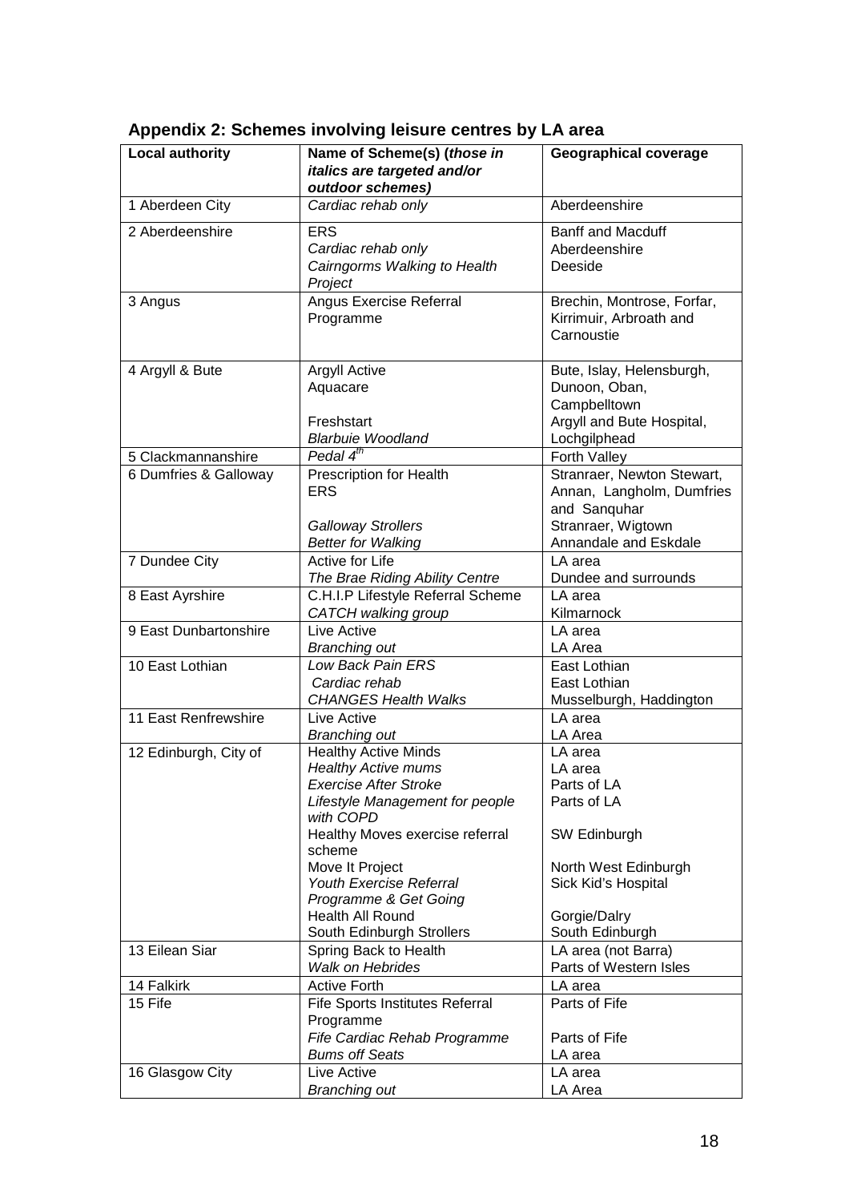## Appendix 2: Schemes involving leisure centres by LA area

| Local authority | Name of Scheme(s) (*those in italics are targeted and/or outdoor schemes)* | Geographical coverage |
|---|---|---|
| 1 Aberdeen City | *Cardiac rehab only* | Aberdeenshire |
| 2 Aberdeenshire | ERS<br>*Cardiac rehab only*<br>*Cairngorms Walking to Health Project* | Banff and Macduff<br>Aberdeenshire<br>Deeside |
| 3 Angus | Angus Exercise Referral Programme | Brechin, Montrose, Forfar, Kirrimuir, Arbroath and Carnoustie |
| 4 Argyll & Bute | Argyll Active<br>Aquacare<br><br>Freshstart<br>*Blarbuie Woodland* | Bute, Islay, Helensburgh, Dunoon, Oban, Campbelltown<br>Argyll and Bute Hospital, Lochgilphead |
| 5 Clackmannanshire | *Pedal 4th* | Forth Valley |
| 6 Dumfries & Galloway | Prescription for Health<br>ERS<br><br>*Galloway Strollers*<br>*Better for Walking* | Stranraer, Newton Stewart, Annan, Langholm, Dumfries and Sanquhar<br>Stranraer, Wigtown<br>Annandale and Eskdale |
| 7 Dundee City | Active for Life<br>*The Brae Riding Ability Centre* | LA area<br>Dundee and surrounds |
| 8 East Ayrshire | C.H.I.P Lifestyle Referral Scheme<br>*CATCH walking group* | LA area<br>Kilmarnock |
| 9 East Dunbartonshire | Live Active<br>*Branching out* | LA area<br>LA Area |
| 10 East Lothian | *Low Back Pain ERS*<br>*Cardiac rehab*<br>*CHANGES Health Walks* | East Lothian<br>East Lothian<br>Musselburgh, Haddington |
| 11 East Renfrewshire | Live Active<br>*Branching out* | LA area<br>LA Area |
| 12 Edinburgh, City of | Healthy Active Minds<br>*Healthy Active mums*<br>*Exercise After Stroke*<br>*Lifestyle Management for people with COPD*<br>Healthy Moves exercise referral scheme<br>Move It Project<br>*Youth Exercise Referral Programme & Get Going*<br>Health All Round<br>South Edinburgh Strollers | LA area<br>LA area<br>Parts of LA<br>Parts of LA<br><br>SW Edinburgh<br><br>North West Edinburgh<br>Sick Kid's Hospital<br><br>Gorgie/Dalry<br>South Edinburgh |
| 13 Eilean Siar | Spring Back to Health<br>*Walk on Hebrides* | LA area (not Barra)<br>Parts of Western Isles |
| 14 Falkirk | Active Forth | LA area |
| 15 Fife | Fife Sports Institutes Referral Programme<br>*Fife Cardiac Rehab Programme*<br>*Bums off Seats* | Parts of Fife<br><br>Parts of Fife<br>LA area |
| 16 Glasgow City | Live Active<br>*Branching out* | LA area<br>LA Area |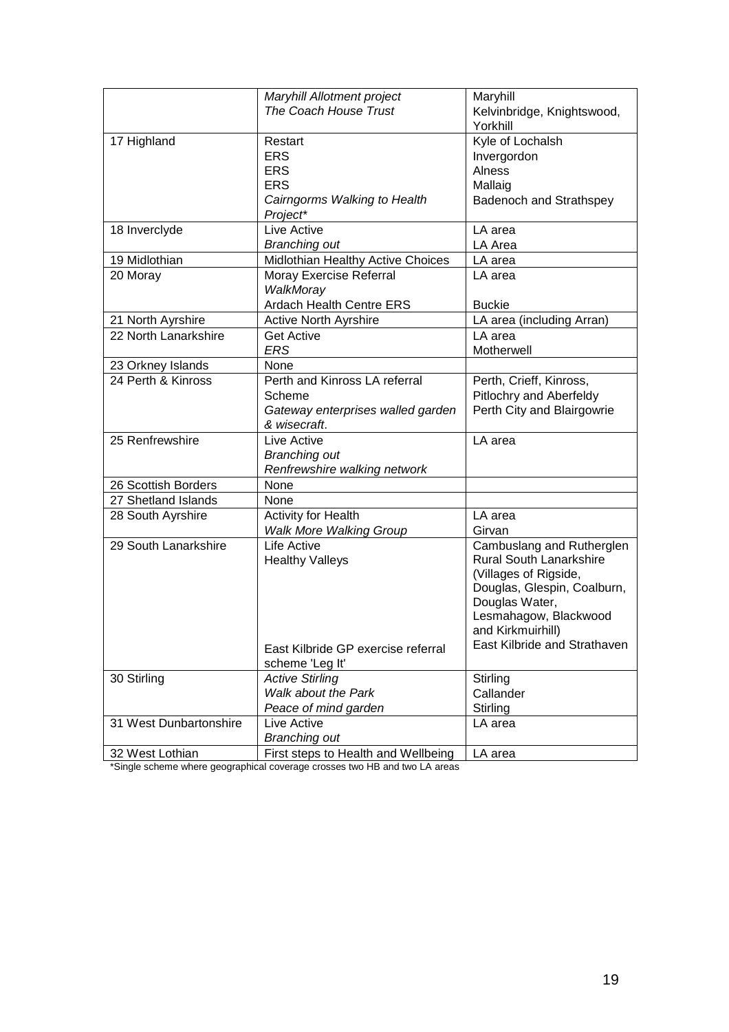| | | |
|---|---|---|
| | *Maryhill Allotment project*<br>*The Coach House Trust* | Maryhill<br>Kelvinbridge, Knightswood, Yorkhill |
| 17 Highland | Restart<br>ERS<br>ERS<br>ERS<br>*Cairngorms Walking to Health Project** | Kyle of Lochalsh<br>Invergordon<br>Alness<br>Mallaig<br>Badenoch and Strathspey |
| 18 Inverclyde | Live Active<br>*Branching out* | LA area<br>LA Area |
| 19 Midlothian | Midlothian Healthy Active Choices | LA area |
| 20 Moray | Moray Exercise Referral<br>*WalkMoray*<br>Ardach Health Centre ERS | LA area<br><br>Buckie |
| 21 North Ayrshire | Active North Ayrshire | LA area (including Arran) |
| 22 North Lanarkshire | Get Active<br>*ERS* | LA area<br>Motherwell |
| 23 Orkney Islands | None | |
| 24 Perth & Kinross | Perth and Kinross LA referral Scheme<br>*Gateway enterprises walled garden & wisecraft.* | Perth, Crieff, Kinross, Pitlochry and Aberfeldy<br>Perth City and Blairgowrie |
| 25 Renfrewshire | Live Active<br>*Branching out*<br>*Renfrewshire walking network* | LA area |
| 26 Scottish Borders | None | |
| 27 Shetland Islands | None | |
| 28 South Ayrshire | Activity for Health<br>*Walk More Walking Group* | LA area<br>Girvan |
| 29 South Lanarkshire | Life Active<br>Healthy Valleys<br><br><br><br><br><br>East Kilbride GP exercise referral scheme 'Leg It' | Cambuslang and Rutherglen<br>Rural South Lanarkshire (Villages of Rigside, Douglas, Glespin, Coalburn, Douglas Water, Lesmahagow, Blackwood and Kirkmuirhill)<br>East Kilbride and Strathaven |
| 30 Stirling | *Active Stirling*<br>*Walk about the Park*<br>*Peace of mind garden* | Stirling<br>Callander<br>Stirling |
| 31 West Dunbartonshire | Live Active<br>*Branching out* | LA area |
| 32 West Lothian | First steps to Health and Wellbeing | LA area |

*Single scheme where geographical coverage crosses two HB and two LA areas